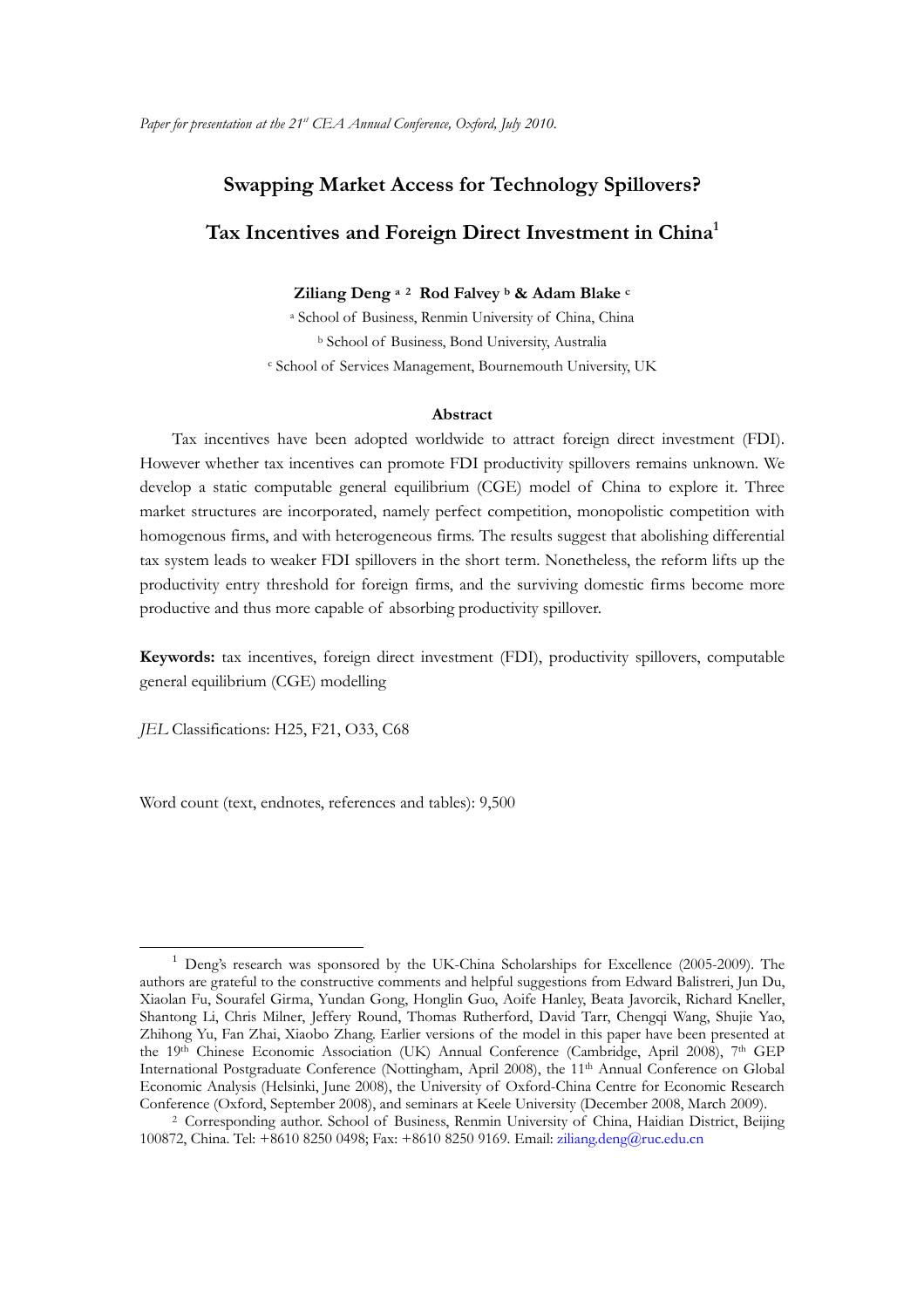*Paper for presentation at the 21st CEA Annual Conference, Oxford, July 2010.*

# Swapping Market Access for Technology Spillovers? Tax Incentives and Foreign Direct Investment in China[1]

**Ziliang Deng [a] [2] Rod Falvey [b] & Adam Blake [c]**

[a] School of Business, Renmin University of China, China

[b] School of Business, Bond University, Australia

[c] School of Services Management, Bournemouth University, UK

### Abstract

Tax incentives have been adopted worldwide to attract foreign direct investment (FDI). However whether tax incentives can promote FDI productivity spillovers remains unknown. We develop a static computable general equilibrium (CGE) model of China to explore it. Three market structures are incorporated, namely perfect competition, monopolistic competition with homogenous firms, and with heterogeneous firms. The results suggest that abolishing differential tax system leads to weaker FDI spillovers in the short term. Nonetheless, the reform lifts up the productivity entry threshold for foreign firms, and the surviving domestic firms become more productive and thus more capable of absorbing productivity spillover.

**Keywords:** tax incentives, foreign direct investment (FDI), productivity spillovers, computable general equilibrium (CGE) modelling

*JEL* Classifications: H25, F21, O33, C68

Word count (text, endnotes, references and tables): 9,500

---

[1] Deng's research was sponsored by the UK-China Scholarships for Excellence (2005-2009). The authors are grateful to the constructive comments and helpful suggestions from Edward Balistreri, Jun Du, Xiaolan Fu, Sourafel Girma, Yundan Gong, Honglin Guo, Aoife Hanley, Beata Javorcik, Richard Kneller, Shantong Li, Chris Milner, Jeffery Round, Thomas Rutherford, David Tarr, Chengqi Wang, Shujie Yao, Zhihong Yu, Fan Zhai, Xiaobo Zhang. Earlier versions of the model in this paper have been presented at the 19th Chinese Economic Association (UK) Annual Conference (Cambridge, April 2008), 7th GEP International Postgraduate Conference (Nottingham, April 2008), the 11th Annual Conference on Global Economic Analysis (Helsinki, June 2008), the University of Oxford-China Centre for Economic Research Conference (Oxford, September 2008), and seminars at Keele University (December 2008, March 2009).

[2] Corresponding author. School of Business, Renmin University of China, Haidian District, Beijing 100872, China. Tel: +8610 8250 0498; Fax: +8610 8250 9169. Email: ziliang.deng@ruc.edu.cn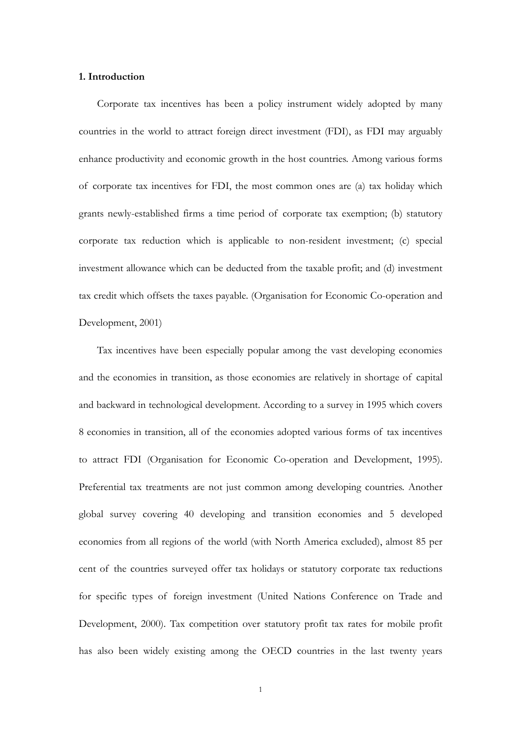## 1. Introduction

Corporate tax incentives has been a policy instrument widely adopted by many countries in the world to attract foreign direct investment (FDI), as FDI may arguably enhance productivity and economic growth in the host countries. Among various forms of corporate tax incentives for FDI, the most common ones are (a) tax holiday which grants newly-established firms a time period of corporate tax exemption; (b) statutory corporate tax reduction which is applicable to non-resident investment; (c) special investment allowance which can be deducted from the taxable profit; and (d) investment tax credit which offsets the taxes payable. (Organisation for Economic Co-operation and Development, 2001)

Tax incentives have been especially popular among the vast developing economies and the economies in transition, as those economies are relatively in shortage of capital and backward in technological development. According to a survey in 1995 which covers 8 economies in transition, all of the economies adopted various forms of tax incentives to attract FDI (Organisation for Economic Co-operation and Development, 1995). Preferential tax treatments are not just common among developing countries. Another global survey covering 40 developing and transition economies and 5 developed economies from all regions of the world (with North America excluded), almost 85 per cent of the countries surveyed offer tax holidays or statutory corporate tax reductions for specific types of foreign investment (United Nations Conference on Trade and Development, 2000). Tax competition over statutory profit tax rates for mobile profit has also been widely existing among the OECD countries in the last twenty years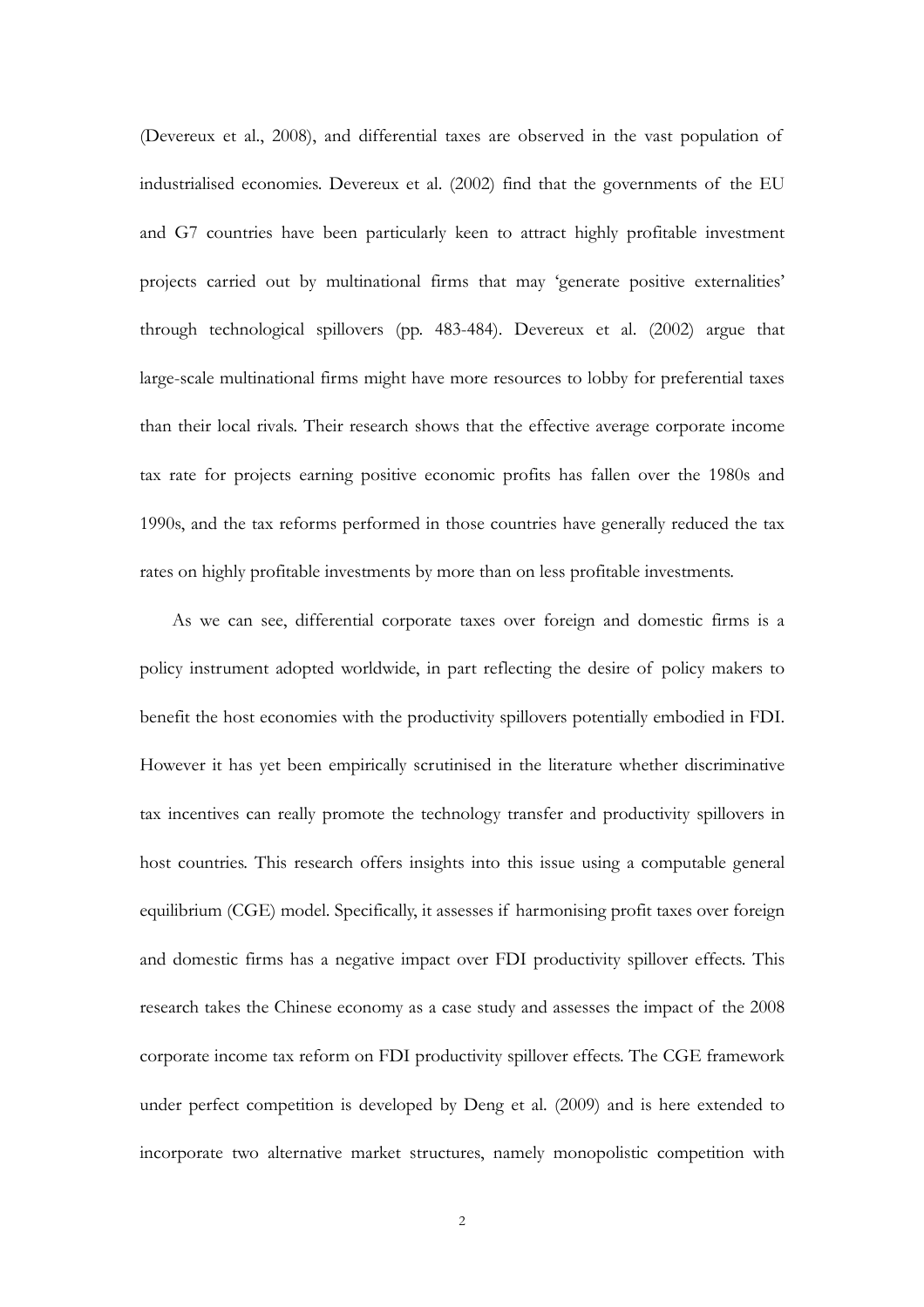(Devereux et al., 2008), and differential taxes are observed in the vast population of industrialised economies. Devereux et al. (2002) find that the governments of the EU and G7 countries have been particularly keen to attract highly profitable investment projects carried out by multinational firms that may 'generate positive externalities' through technological spillovers (pp. 483-484). Devereux et al. (2002) argue that large-scale multinational firms might have more resources to lobby for preferential taxes than their local rivals. Their research shows that the effective average corporate income tax rate for projects earning positive economic profits has fallen over the 1980s and 1990s, and the tax reforms performed in those countries have generally reduced the tax rates on highly profitable investments by more than on less profitable investments.

As we can see, differential corporate taxes over foreign and domestic firms is a policy instrument adopted worldwide, in part reflecting the desire of policy makers to benefit the host economies with the productivity spillovers potentially embodied in FDI. However it has yet been empirically scrutinised in the literature whether discriminative tax incentives can really promote the technology transfer and productivity spillovers in host countries. This research offers insights into this issue using a computable general equilibrium (CGE) model. Specifically, it assesses if harmonising profit taxes over foreign and domestic firms has a negative impact over FDI productivity spillover effects. This research takes the Chinese economy as a case study and assesses the impact of the 2008 corporate income tax reform on FDI productivity spillover effects. The CGE framework under perfect competition is developed by Deng et al. (2009) and is here extended to incorporate two alternative market structures, namely monopolistic competition with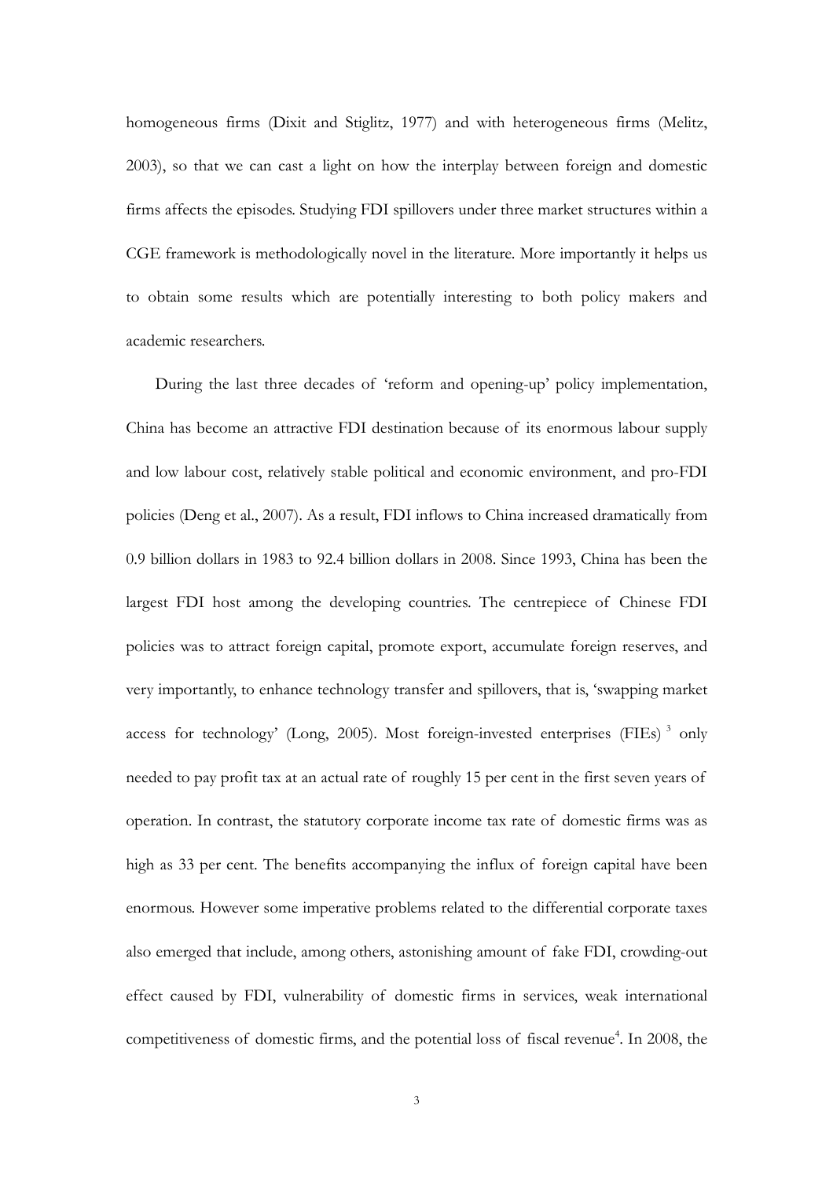homogeneous firms (Dixit and Stiglitz, 1977) and with heterogeneous firms (Melitz, 2003), so that we can cast a light on how the interplay between foreign and domestic firms affects the episodes. Studying FDI spillovers under three market structures within a CGE framework is methodologically novel in the literature. More importantly it helps us to obtain some results which are potentially interesting to both policy makers and academic researchers.

During the last three decades of 'reform and opening-up' policy implementation, China has become an attractive FDI destination because of its enormous labour supply and low labour cost, relatively stable political and economic environment, and pro-FDI policies (Deng et al., 2007). As a result, FDI inflows to China increased dramatically from 0.9 billion dollars in 1983 to 92.4 billion dollars in 2008. Since 1993, China has been the largest FDI host among the developing countries. The centrepiece of Chinese FDI policies was to attract foreign capital, promote export, accumulate foreign reserves, and very importantly, to enhance technology transfer and spillovers, that is, 'swapping market access for technology' (Long, 2005). Most foreign-invested enterprises (FIEs) [3] only needed to pay profit tax at an actual rate of roughly 15 per cent in the first seven years of operation. In contrast, the statutory corporate income tax rate of domestic firms was as high as 33 per cent. The benefits accompanying the influx of foreign capital have been enormous. However some imperative problems related to the differential corporate taxes also emerged that include, among others, astonishing amount of fake FDI, crowding-out effect caused by FDI, vulnerability of domestic firms in services, weak international competitiveness of domestic firms, and the potential loss of fiscal revenue[4]. In 2008, the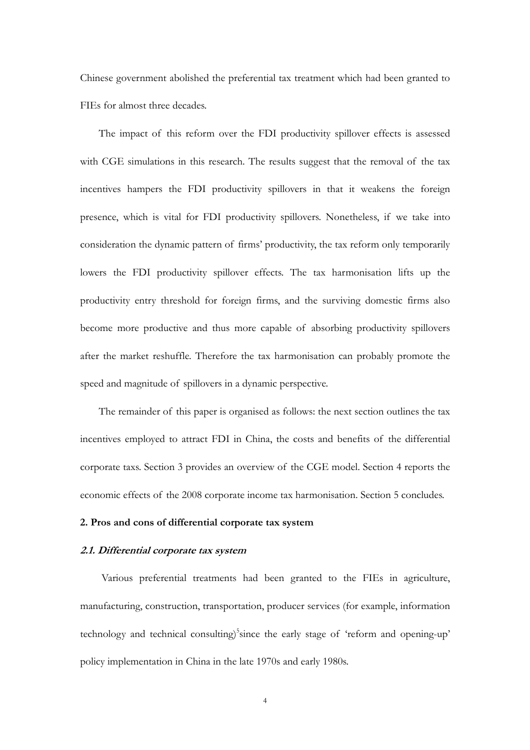Chinese government abolished the preferential tax treatment which had been granted to FIEs for almost three decades.

The impact of this reform over the FDI productivity spillover effects is assessed with CGE simulations in this research. The results suggest that the removal of the tax incentives hampers the FDI productivity spillovers in that it weakens the foreign presence, which is vital for FDI productivity spillovers. Nonetheless, if we take into consideration the dynamic pattern of firms' productivity, the tax reform only temporarily lowers the FDI productivity spillover effects. The tax harmonisation lifts up the productivity entry threshold for foreign firms, and the surviving domestic firms also become more productive and thus more capable of absorbing productivity spillovers after the market reshuffle. Therefore the tax harmonisation can probably promote the speed and magnitude of spillovers in a dynamic perspective.

The remainder of this paper is organised as follows: the next section outlines the tax incentives employed to attract FDI in China, the costs and benefits of the differential corporate taxs. Section 3 provides an overview of the CGE model. Section 4 reports the economic effects of the 2008 corporate income tax harmonisation. Section 5 concludes.

## 2. Pros and cons of differential corporate tax system

### *2.1. Differential corporate tax system*

Various preferential treatments had been granted to the FIEs in agriculture, manufacturing, construction, transportation, producer services (for example, information technology and technical consulting)[5]since the early stage of 'reform and opening-up' policy implementation in China in the late 1970s and early 1980s.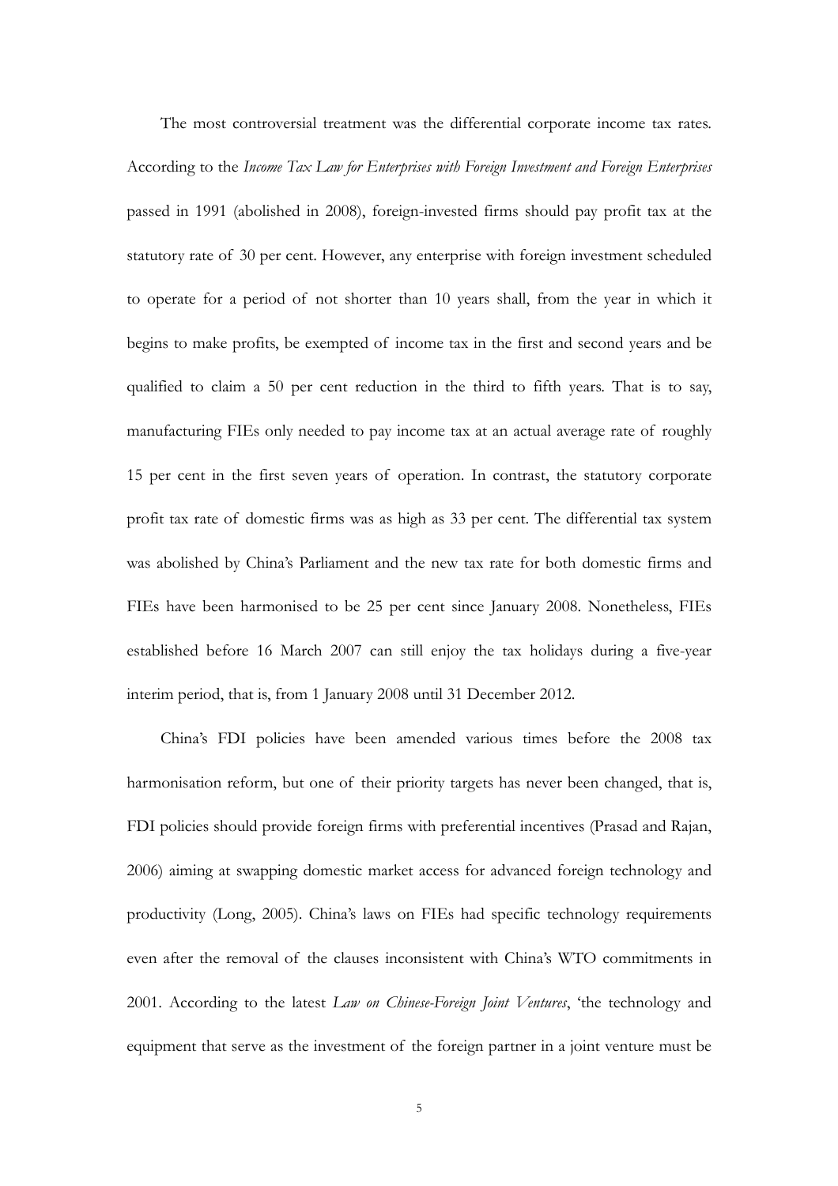The most controversial treatment was the differential corporate income tax rates. According to the *Income Tax Law for Enterprises with Foreign Investment and Foreign Enterprises* passed in 1991 (abolished in 2008), foreign-invested firms should pay profit tax at the statutory rate of 30 per cent. However, any enterprise with foreign investment scheduled to operate for a period of not shorter than 10 years shall, from the year in which it begins to make profits, be exempted of income tax in the first and second years and be qualified to claim a 50 per cent reduction in the third to fifth years. That is to say, manufacturing FIEs only needed to pay income tax at an actual average rate of roughly 15 per cent in the first seven years of operation. In contrast, the statutory corporate profit tax rate of domestic firms was as high as 33 per cent. The differential tax system was abolished by China's Parliament and the new tax rate for both domestic firms and FIEs have been harmonised to be 25 per cent since January 2008. Nonetheless, FIEs established before 16 March 2007 can still enjoy the tax holidays during a five-year interim period, that is, from 1 January 2008 until 31 December 2012.

China's FDI policies have been amended various times before the 2008 tax harmonisation reform, but one of their priority targets has never been changed, that is, FDI policies should provide foreign firms with preferential incentives (Prasad and Rajan, 2006) aiming at swapping domestic market access for advanced foreign technology and productivity (Long, 2005). China's laws on FIEs had specific technology requirements even after the removal of the clauses inconsistent with China's WTO commitments in 2001. According to the latest *Law on Chinese-Foreign Joint Ventures*, 'the technology and equipment that serve as the investment of the foreign partner in a joint venture must be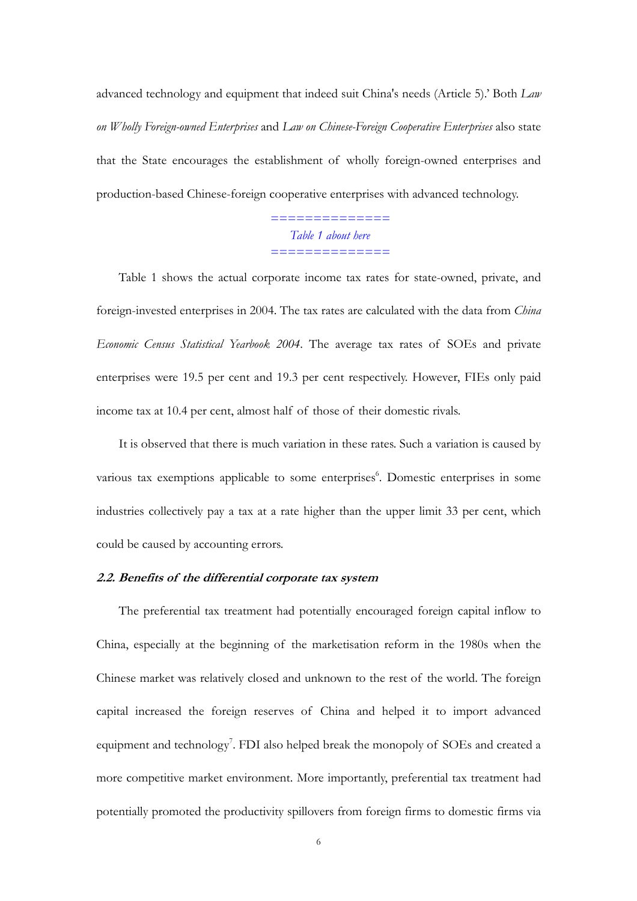advanced technology and equipment that indeed suit China's needs (Article 5).' Both *Law on Wholly Foreign-owned Enterprises* and *Law on Chinese-Foreign Cooperative Enterprises* also state that the State encourages the establishment of wholly foreign-owned enterprises and production-based Chinese-foreign cooperative enterprises with advanced technology.

==============

*Table 1 about here*

==============

Table 1 shows the actual corporate income tax rates for state-owned, private, and foreign-invested enterprises in 2004. The tax rates are calculated with the data from *China Economic Census Statistical Yearbook 2004*. The average tax rates of SOEs and private enterprises were 19.5 per cent and 19.3 per cent respectively. However, FIEs only paid income tax at 10.4 per cent, almost half of those of their domestic rivals.

It is observed that there is much variation in these rates. Such a variation is caused by various tax exemptions applicable to some enterprises[6]. Domestic enterprises in some industries collectively pay a tax at a rate higher than the upper limit 33 per cent, which could be caused by accounting errors.

### *2.2. Benefits of the differential corporate tax system*

The preferential tax treatment had potentially encouraged foreign capital inflow to China, especially at the beginning of the marketisation reform in the 1980s when the Chinese market was relatively closed and unknown to the rest of the world. The foreign capital increased the foreign reserves of China and helped it to import advanced equipment and technology[7]. FDI also helped break the monopoly of SOEs and created a more competitive market environment. More importantly, preferential tax treatment had potentially promoted the productivity spillovers from foreign firms to domestic firms via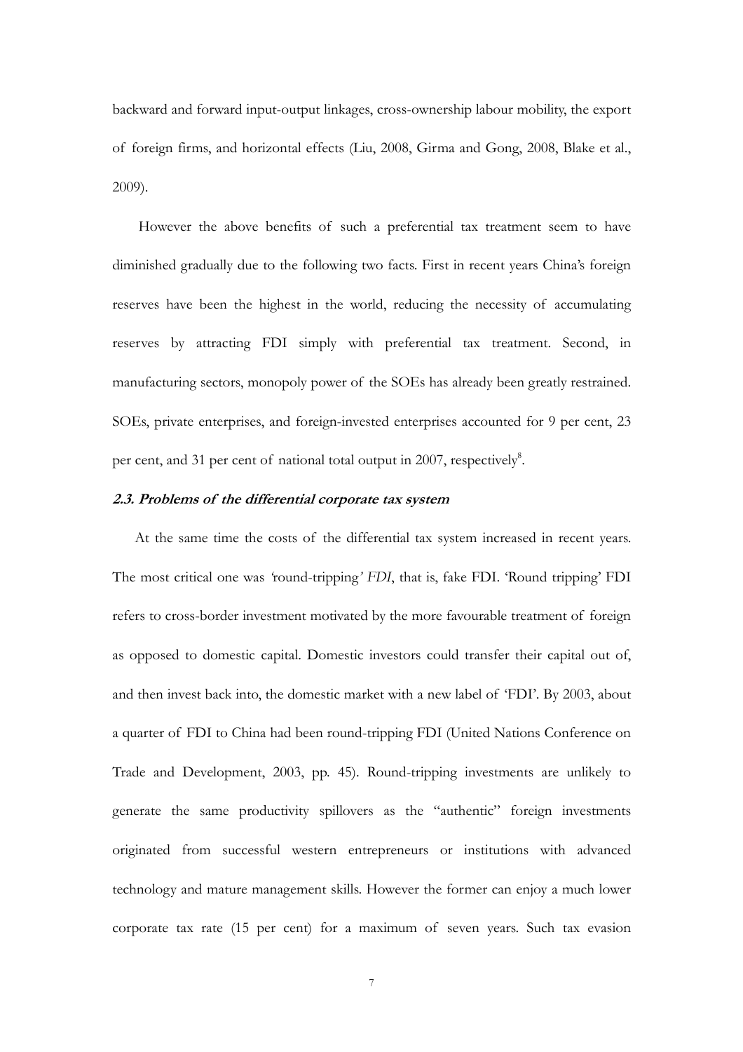backward and forward input-output linkages, cross-ownership labour mobility, the export of foreign firms, and horizontal effects (Liu, 2008, Girma and Gong, 2008, Blake et al., 2009).

However the above benefits of such a preferential tax treatment seem to have diminished gradually due to the following two facts. First in recent years China's foreign reserves have been the highest in the world, reducing the necessity of accumulating reserves by attracting FDI simply with preferential tax treatment. Second, in manufacturing sectors, monopoly power of the SOEs has already been greatly restrained. SOEs, private enterprises, and foreign-invested enterprises accounted for 9 per cent, 23 per cent, and 31 per cent of national total output in 2007, respectively[8].

### *2.3. Problems of the differential corporate tax system*

At the same time the costs of the differential tax system increased in recent years. The most critical one was *'round-tripping' FDI*, that is, fake FDI. 'Round tripping' FDI refers to cross-border investment motivated by the more favourable treatment of foreign as opposed to domestic capital. Domestic investors could transfer their capital out of, and then invest back into, the domestic market with a new label of 'FDI'. By 2003, about a quarter of FDI to China had been round-tripping FDI (United Nations Conference on Trade and Development, 2003, pp. 45). Round-tripping investments are unlikely to generate the same productivity spillovers as the "authentic" foreign investments originated from successful western entrepreneurs or institutions with advanced technology and mature management skills. However the former can enjoy a much lower corporate tax rate (15 per cent) for a maximum of seven years. Such tax evasion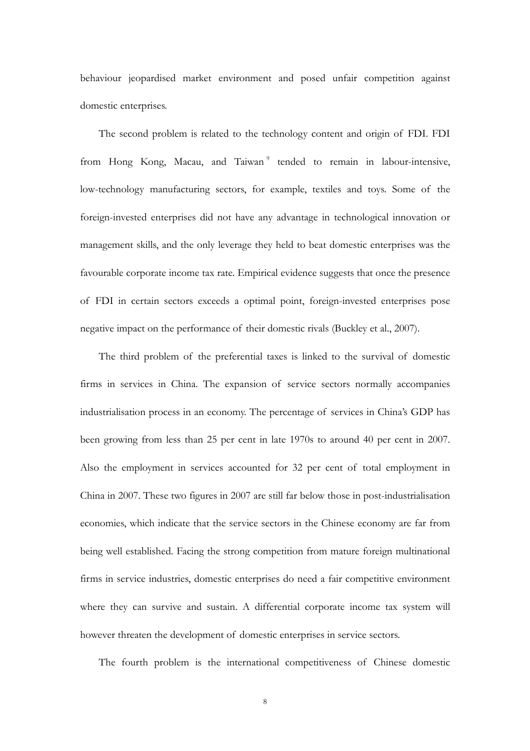behaviour jeopardised market environment and posed unfair competition against domestic enterprises.

The second problem is related to the technology content and origin of FDI. FDI from Hong Kong, Macau, and Taiwan [9] tended to remain in labour-intensive, low-technology manufacturing sectors, for example, textiles and toys. Some of the foreign-invested enterprises did not have any advantage in technological innovation or management skills, and the only leverage they held to beat domestic enterprises was the favourable corporate income tax rate. Empirical evidence suggests that once the presence of FDI in certain sectors exceeds a optimal point, foreign-invested enterprises pose negative impact on the performance of their domestic rivals (Buckley et al., 2007).

The third problem of the preferential taxes is linked to the survival of domestic firms in services in China. The expansion of service sectors normally accompanies industrialisation process in an economy. The percentage of services in China's GDP has been growing from less than 25 per cent in late 1970s to around 40 per cent in 2007. Also the employment in services accounted for 32 per cent of total employment in China in 2007. These two figures in 2007 are still far below those in post-industrialisation economies, which indicate that the service sectors in the Chinese economy are far from being well established. Facing the strong competition from mature foreign multinational firms in service industries, domestic enterprises do need a fair competitive environment where they can survive and sustain. A differential corporate income tax system will however threaten the development of domestic enterprises in service sectors.

The fourth problem is the international competitiveness of Chinese domestic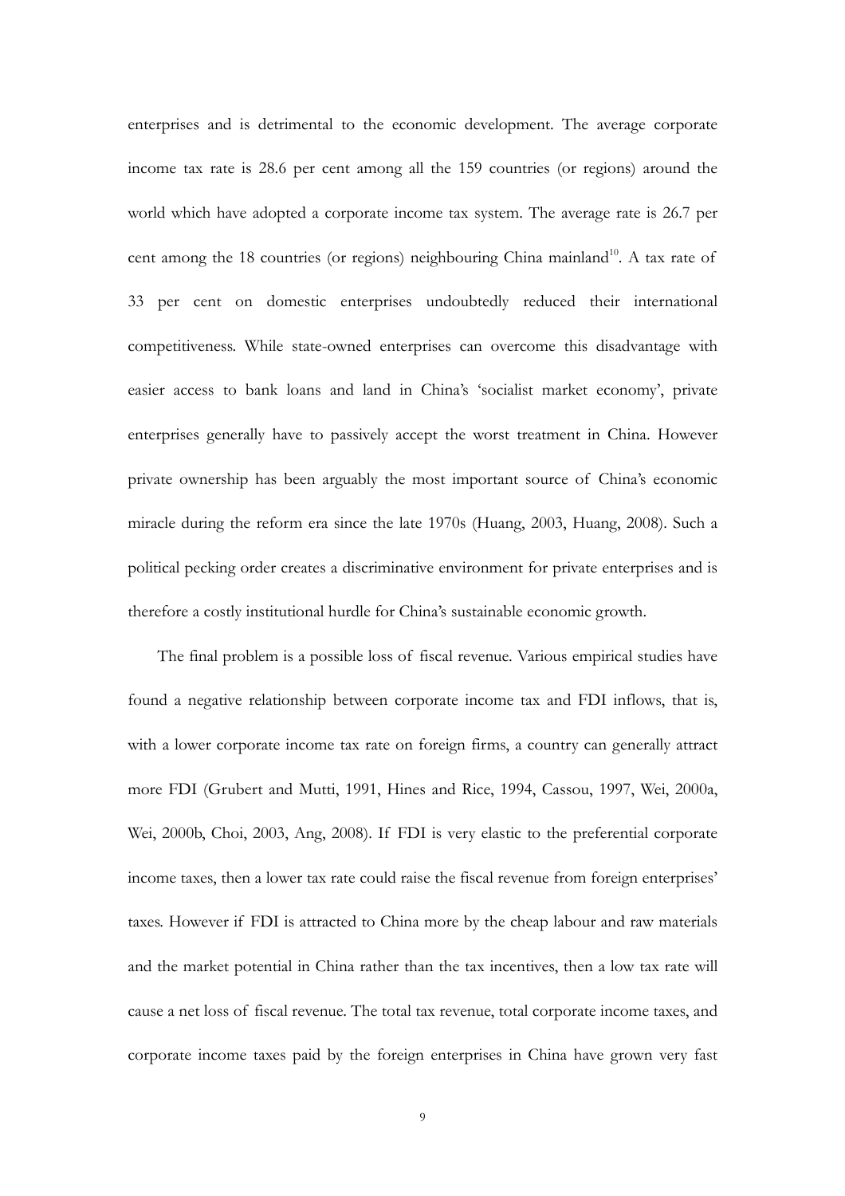enterprises and is detrimental to the economic development. The average corporate income tax rate is 28.6 per cent among all the 159 countries (or regions) around the world which have adopted a corporate income tax system. The average rate is 26.7 per cent among the 18 countries (or regions) neighbouring China mainland[10]. A tax rate of 33 per cent on domestic enterprises undoubtedly reduced their international competitiveness. While state-owned enterprises can overcome this disadvantage with easier access to bank loans and land in China's 'socialist market economy', private enterprises generally have to passively accept the worst treatment in China. However private ownership has been arguably the most important source of China's economic miracle during the reform era since the late 1970s (Huang, 2003, Huang, 2008). Such a political pecking order creates a discriminative environment for private enterprises and is therefore a costly institutional hurdle for China's sustainable economic growth.

The final problem is a possible loss of fiscal revenue. Various empirical studies have found a negative relationship between corporate income tax and FDI inflows, that is, with a lower corporate income tax rate on foreign firms, a country can generally attract more FDI (Grubert and Mutti, 1991, Hines and Rice, 1994, Cassou, 1997, Wei, 2000a, Wei, 2000b, Choi, 2003, Ang, 2008). If FDI is very elastic to the preferential corporate income taxes, then a lower tax rate could raise the fiscal revenue from foreign enterprises' taxes. However if FDI is attracted to China more by the cheap labour and raw materials and the market potential in China rather than the tax incentives, then a low tax rate will cause a net loss of fiscal revenue. The total tax revenue, total corporate income taxes, and corporate income taxes paid by the foreign enterprises in China have grown very fast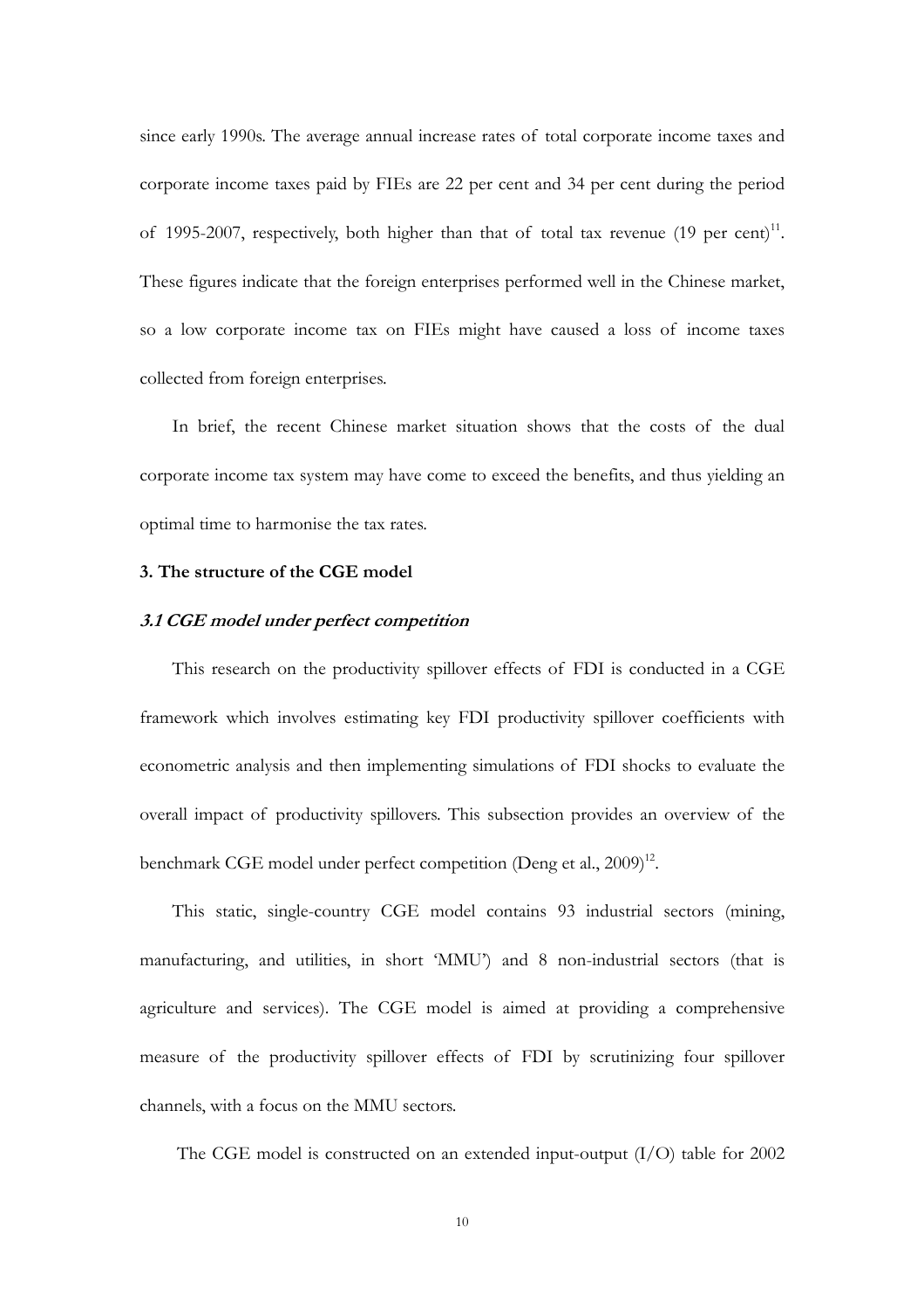since early 1990s. The average annual increase rates of total corporate income taxes and corporate income taxes paid by FIEs are 22 per cent and 34 per cent during the period of 1995-2007, respectively, both higher than that of total tax revenue (19 per cent)[11]. These figures indicate that the foreign enterprises performed well in the Chinese market, so a low corporate income tax on FIEs might have caused a loss of income taxes collected from foreign enterprises.

In brief, the recent Chinese market situation shows that the costs of the dual corporate income tax system may have come to exceed the benefits, and thus yielding an optimal time to harmonise the tax rates.

## 3. The structure of the CGE model

### *3.1 CGE model under perfect competition*

This research on the productivity spillover effects of FDI is conducted in a CGE framework which involves estimating key FDI productivity spillover coefficients with econometric analysis and then implementing simulations of FDI shocks to evaluate the overall impact of productivity spillovers. This subsection provides an overview of the benchmark CGE model under perfect competition (Deng et al., 2009)[12].

This static, single-country CGE model contains 93 industrial sectors (mining, manufacturing, and utilities, in short 'MMU') and 8 non-industrial sectors (that is agriculture and services). The CGE model is aimed at providing a comprehensive measure of the productivity spillover effects of FDI by scrutinizing four spillover channels, with a focus on the MMU sectors.

The CGE model is constructed on an extended input-output (I/O) table for 2002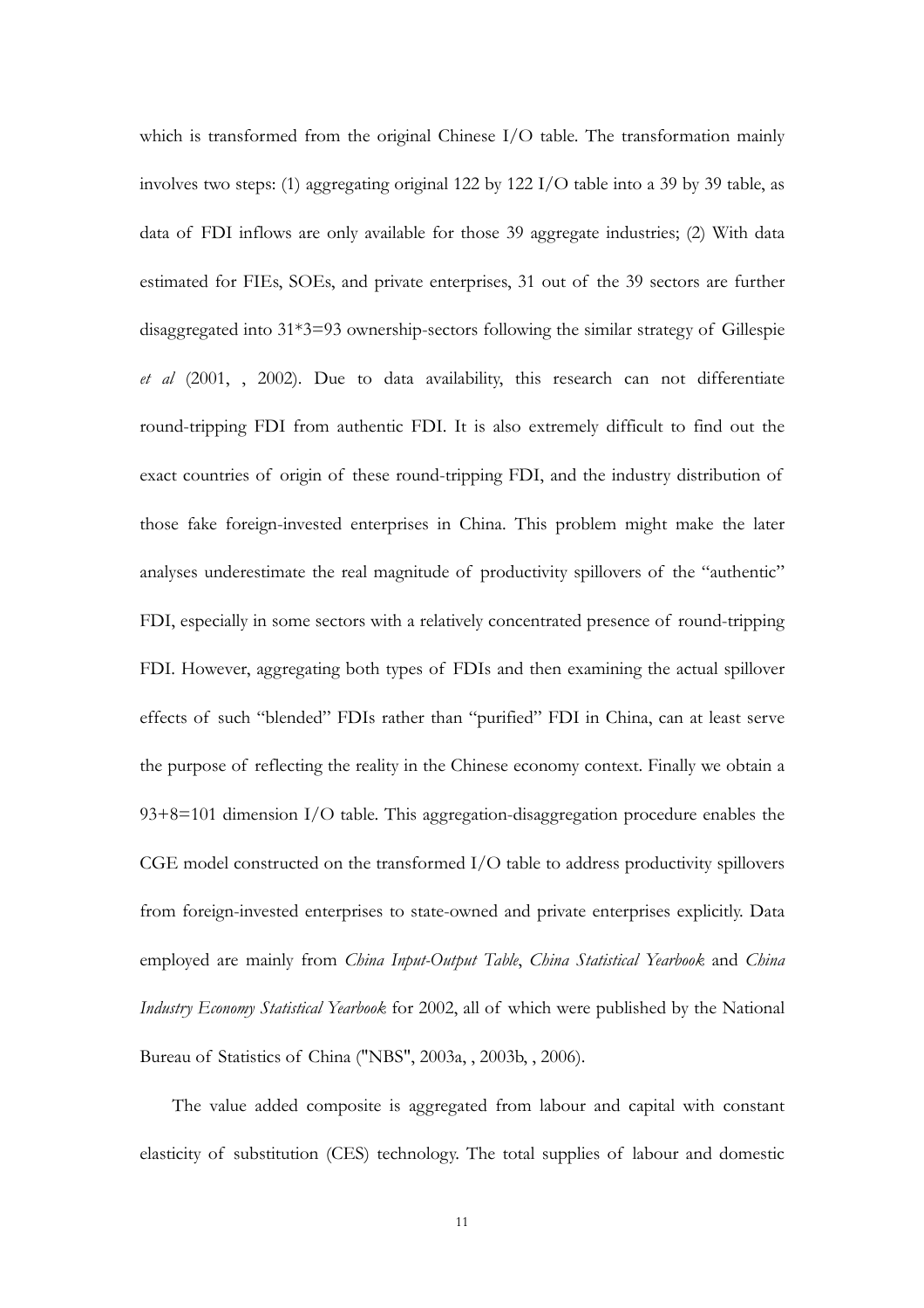which is transformed from the original Chinese I/O table. The transformation mainly involves two steps: (1) aggregating original 122 by 122 I/O table into a 39 by 39 table, as data of FDI inflows are only available for those 39 aggregate industries; (2) With data estimated for FIEs, SOEs, and private enterprises, 31 out of the 39 sectors are further disaggregated into 31*3=93 ownership-sectors following the similar strategy of Gillespie *et al* (2001, , 2002). Due to data availability, this research can not differentiate round-tripping FDI from authentic FDI. It is also extremely difficult to find out the exact countries of origin of these round-tripping FDI, and the industry distribution of those fake foreign-invested enterprises in China. This problem might make the later analyses underestimate the real magnitude of productivity spillovers of the "authentic" FDI, especially in some sectors with a relatively concentrated presence of round-tripping FDI. However, aggregating both types of FDIs and then examining the actual spillover effects of such "blended" FDIs rather than "purified" FDI in China, can at least serve the purpose of reflecting the reality in the Chinese economy context. Finally we obtain a 93+8=101 dimension I/O table. This aggregation-disaggregation procedure enables the CGE model constructed on the transformed I/O table to address productivity spillovers from foreign-invested enterprises to state-owned and private enterprises explicitly. Data employed are mainly from *China Input-Output Table*, *China Statistical Yearbook* and *China Industry Economy Statistical Yearbook* for 2002, all of which were published by the National Bureau of Statistics of China ("NBS", 2003a, , 2003b, , 2006).

The value added composite is aggregated from labour and capital with constant elasticity of substitution (CES) technology. The total supplies of labour and domestic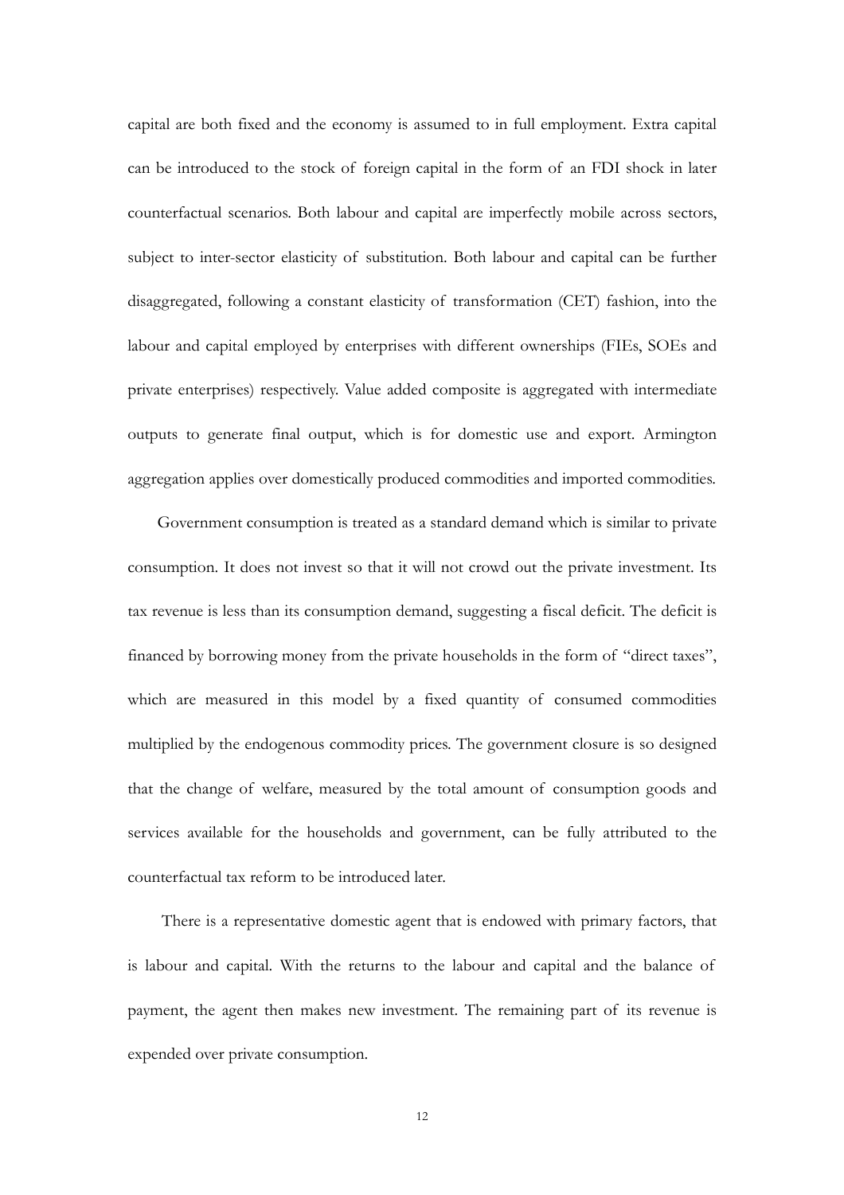capital are both fixed and the economy is assumed to in full employment. Extra capital can be introduced to the stock of foreign capital in the form of an FDI shock in later counterfactual scenarios. Both labour and capital are imperfectly mobile across sectors, subject to inter-sector elasticity of substitution. Both labour and capital can be further disaggregated, following a constant elasticity of transformation (CET) fashion, into the labour and capital employed by enterprises with different ownerships (FIEs, SOEs and private enterprises) respectively. Value added composite is aggregated with intermediate outputs to generate final output, which is for domestic use and export. Armington aggregation applies over domestically produced commodities and imported commodities.

Government consumption is treated as a standard demand which is similar to private consumption. It does not invest so that it will not crowd out the private investment. Its tax revenue is less than its consumption demand, suggesting a fiscal deficit. The deficit is financed by borrowing money from the private households in the form of "direct taxes", which are measured in this model by a fixed quantity of consumed commodities multiplied by the endogenous commodity prices. The government closure is so designed that the change of welfare, measured by the total amount of consumption goods and services available for the households and government, can be fully attributed to the counterfactual tax reform to be introduced later.

There is a representative domestic agent that is endowed with primary factors, that is labour and capital. With the returns to the labour and capital and the balance of payment, the agent then makes new investment. The remaining part of its revenue is expended over private consumption.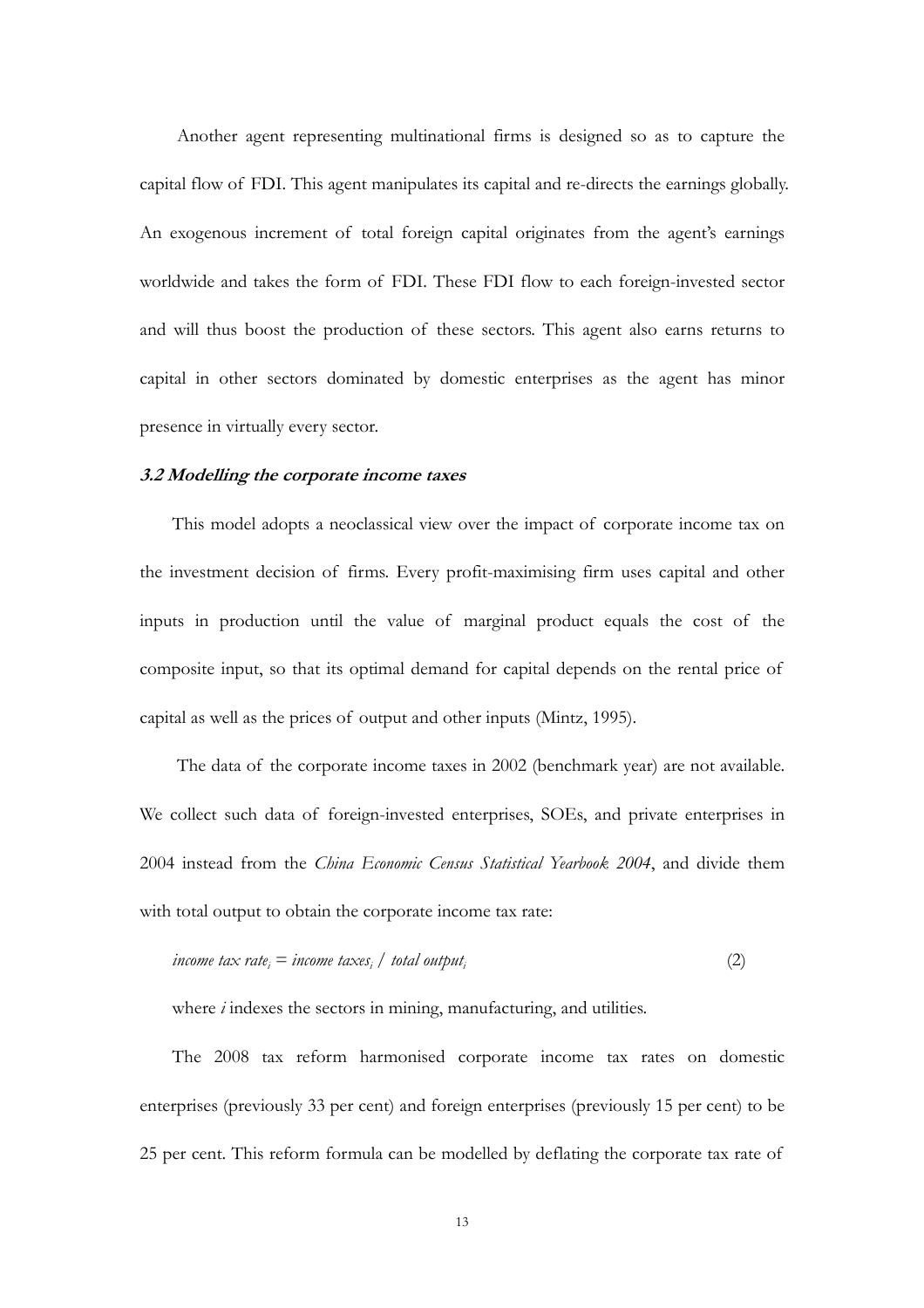Another agent representing multinational firms is designed so as to capture the capital flow of FDI. This agent manipulates its capital and re-directs the earnings globally. An exogenous increment of total foreign capital originates from the agent's earnings worldwide and takes the form of FDI. These FDI flow to each foreign-invested sector and will thus boost the production of these sectors. This agent also earns returns to capital in other sectors dominated by domestic enterprises as the agent has minor presence in virtually every sector.

### *3.2 Modelling the corporate income taxes*

This model adopts a neoclassical view over the impact of corporate income tax on the investment decision of firms. Every profit-maximising firm uses capital and other inputs in production until the value of marginal product equals the cost of the composite input, so that its optimal demand for capital depends on the rental price of capital as well as the prices of output and other inputs (Mintz, 1995).

The data of the corporate income taxes in 2002 (benchmark year) are not available. We collect such data of foreign-invested enterprises, SOEs, and private enterprises in 2004 instead from the *China Economic Census Statistical Yearbook 2004*, and divide them with total output to obtain the corporate income tax rate:

$$\textit{income tax rate}_i = \textit{income taxes}_i \, / \, \textit{total output}_i \qquad (2)$$

where $i$ indexes the sectors in mining, manufacturing, and utilities.

The 2008 tax reform harmonised corporate income tax rates on domestic enterprises (previously 33 per cent) and foreign enterprises (previously 15 per cent) to be 25 per cent. This reform formula can be modelled by deflating the corporate tax rate of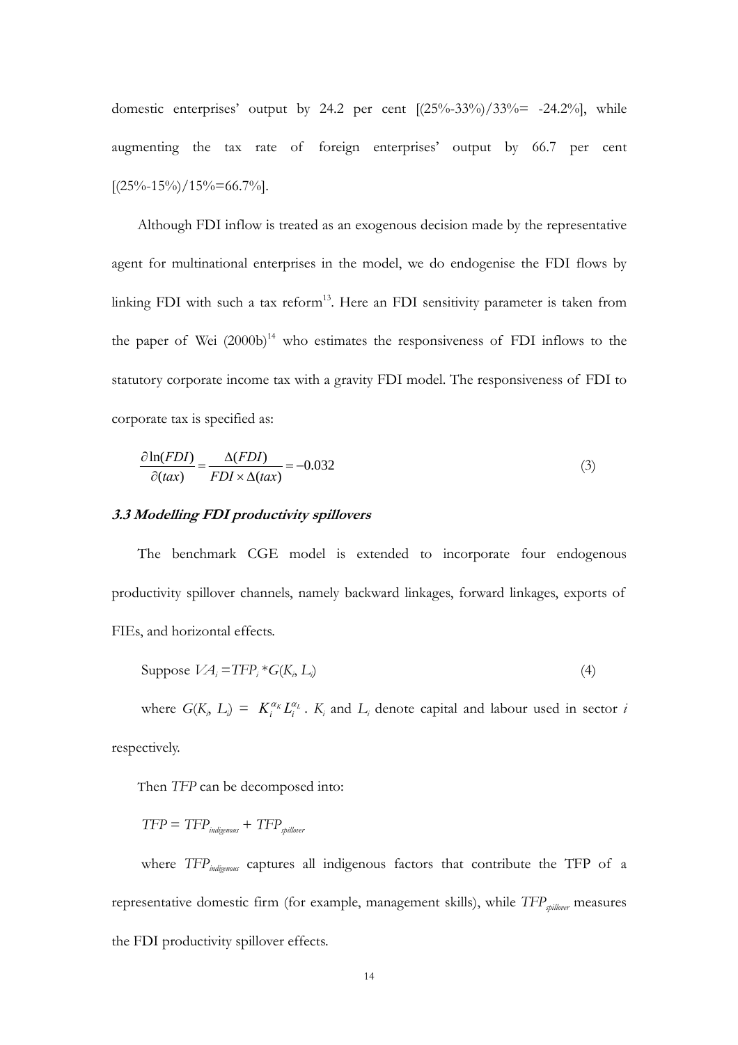domestic enterprises' output by 24.2 per cent [(25%-33%)/33%= -24.2%], while augmenting the tax rate of foreign enterprises' output by 66.7 per cent [(25%-15%)/15%=66.7%].

Although FDI inflow is treated as an exogenous decision made by the representative agent for multinational enterprises in the model, we do endogenise the FDI flows by linking FDI with such a tax reform[13]. Here an FDI sensitivity parameter is taken from the paper of Wei (2000b)[14] who estimates the responsiveness of FDI inflows to the statutory corporate income tax with a gravity FDI model. The responsiveness of FDI to corporate tax is specified as:

$$\frac{\partial \ln(FDI)}{\partial (tax)} = \frac{\Delta(FDI)}{FDI \times \Delta(tax)} = -0.032 \tag{3}$$

### *3.3 Modelling FDI productivity spillovers*

The benchmark CGE model is extended to incorporate four endogenous productivity spillover channels, namely backward linkages, forward linkages, exports of FIEs, and horizontal effects.

Suppose $VA_i = TFP_i * G(K_i, L_i)$ (4)

where $G(K_i, L_i) = K_i^{\alpha_K} L_i^{\alpha_L}$. $K_i$ and $L_i$ denote capital and labour used in sector $i$ respectively.

Then $TFP$ can be decomposed into:

$TFP = TFP_{indigenous} + TFP_{spillover}$

where $TFP_{indigenous}$ captures all indigenous factors that contribute the TFP of a representative domestic firm (for example, management skills), while $TFP_{spillover}$ measures the FDI productivity spillover effects.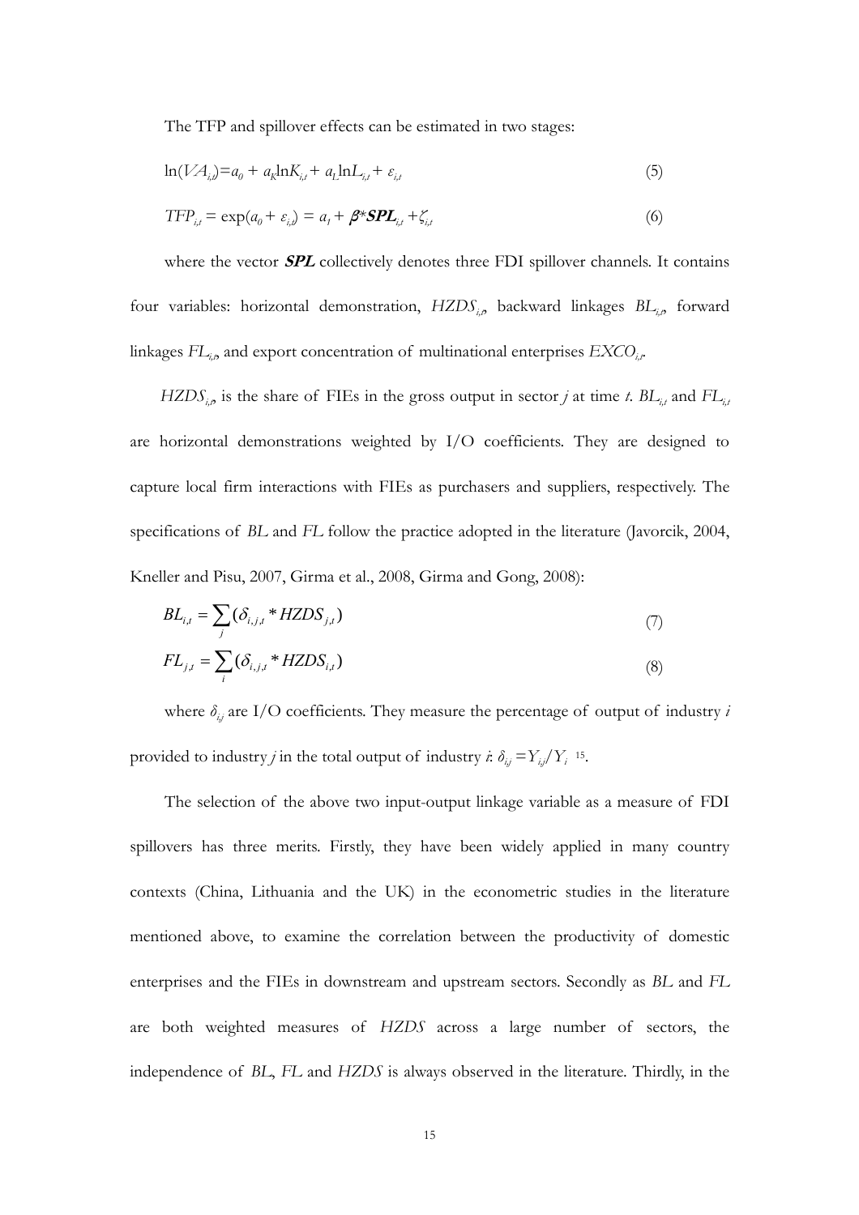The TFP and spillover effects can be estimated in two stages:

$$\ln(VA_{i,t})=a_0 + a_K\ln K_{i,t} + a_L\ln L_{i,t} + \varepsilon_{i,t} \tag{5}$$

$$TFP_{i,t} = \exp(a_0 + \varepsilon_{i,t}) = a_1 + \boldsymbol{\beta}^*\boldsymbol{SPL}_{i,t} + \zeta_{i,t} \tag{6}$$

where the vector ***SPL*** collectively denotes three FDI spillover channels. It contains four variables: horizontal demonstration, $HZDS_{i,t}$, backward linkages $BL_{i,t}$, forward linkages $FL_{i,t}$, and export concentration of multinational enterprises $EXCO_{i,t}$.

$HZDS_{i,t}$, is the share of FIEs in the gross output in sector *j* at time *t*. $BL_{i,t}$ and $FL_{i,t}$ are horizontal demonstrations weighted by I/O coefficients. They are designed to capture local firm interactions with FIEs as purchasers and suppliers, respectively. The specifications of *BL* and *FL* follow the practice adopted in the literature (Javorcik, 2004, Kneller and Pisu, 2007, Girma et al., 2008, Girma and Gong, 2008):

$$BL_{i,t} = \sum_j (\delta_{i,j,t} * HZDS_{j,t}) \tag{7}$$

$$FL_{j,t} = \sum_i (\delta_{i,j,t} * HZDS_{i,t}) \tag{8}$$

where $\delta_{i,j}$ are I/O coefficients. They measure the percentage of output of industry *i* provided to industry *j* in the total output of industry *i*: $\delta_{i,j} = Y_{i,j}/Y_i$ [15].

The selection of the above two input-output linkage variable as a measure of FDI spillovers has three merits. Firstly, they have been widely applied in many country contexts (China, Lithuania and the UK) in the econometric studies in the literature mentioned above, to examine the correlation between the productivity of domestic enterprises and the FIEs in downstream and upstream sectors. Secondly as *BL* and *FL* are both weighted measures of *HZDS* across a large number of sectors, the independence of *BL*, *FL* and *HZDS* is always observed in the literature. Thirdly, in the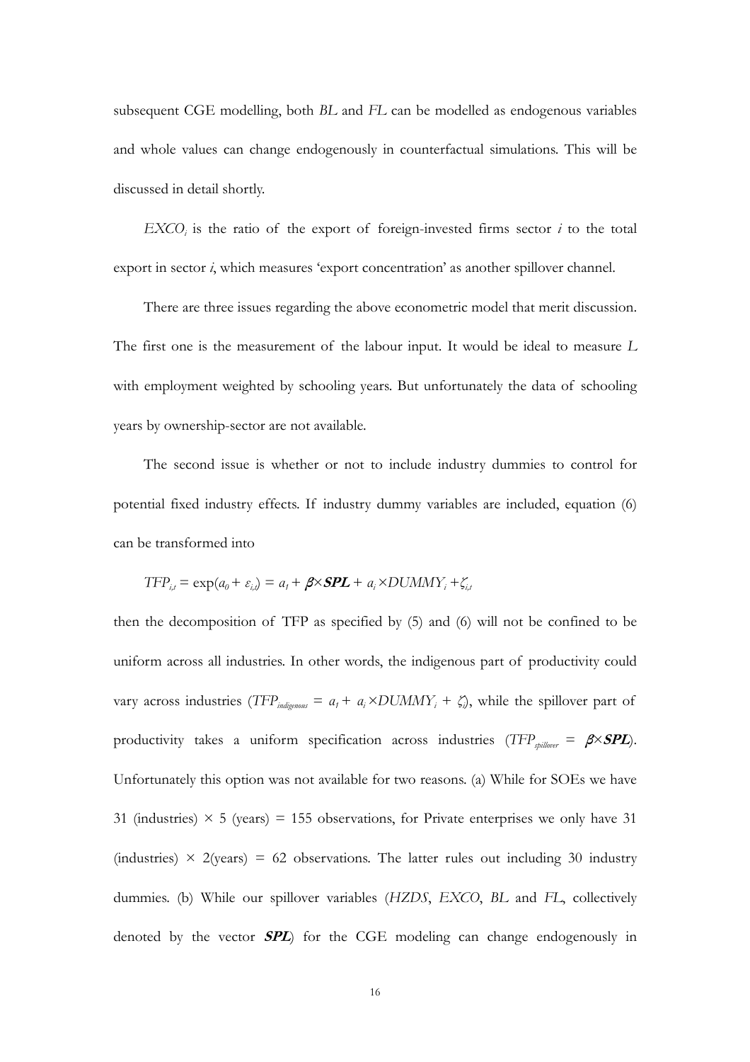subsequent CGE modelling, both *BL* and *FL* can be modelled as endogenous variables and whole values can change endogenously in counterfactual simulations. This will be discussed in detail shortly.

$EXCO_i$ is the ratio of the export of foreign-invested firms sector $i$ to the total export in sector $i$, which measures 'export concentration' as another spillover channel.

There are three issues regarding the above econometric model that merit discussion. The first one is the measurement of the labour input. It would be ideal to measure $L$ with employment weighted by schooling years. But unfortunately the data of schooling years by ownership-sector are not available.

The second issue is whether or not to include industry dummies to control for potential fixed industry effects. If industry dummy variables are included, equation (6) can be transformed into

$$TFP_{i,t} = \exp(a_0 + \varepsilon_{i,t}) = a_1 + \boldsymbol{\beta} \times \boldsymbol{SPL} + a_i \times DUMMY_i + \zeta_{i,t}$$

then the decomposition of TFP as specified by (5) and (6) will not be confined to be uniform across all industries. In other words, the indigenous part of productivity could vary across industries ($TFP_{indigenous} = a_1 + a_i \times DUMMY_i + \zeta_i$), while the spillover part of productivity takes a uniform specification across industries ($TFP_{spillover} = \boldsymbol{\beta} \times \boldsymbol{SPL}$). Unfortunately this option was not available for two reasons. (a) While for SOEs we have 31 (industries) $\times$ 5 (years) = 155 observations, for Private enterprises we only have 31 (industries) $\times$ 2(years) = 62 observations. The latter rules out including 30 industry dummies. (b) While our spillover variables (*HZDS*, *EXCO*, *BL* and *FL*, collectively denoted by the vector $\boldsymbol{SPL}$) for the CGE modeling can change endogenously in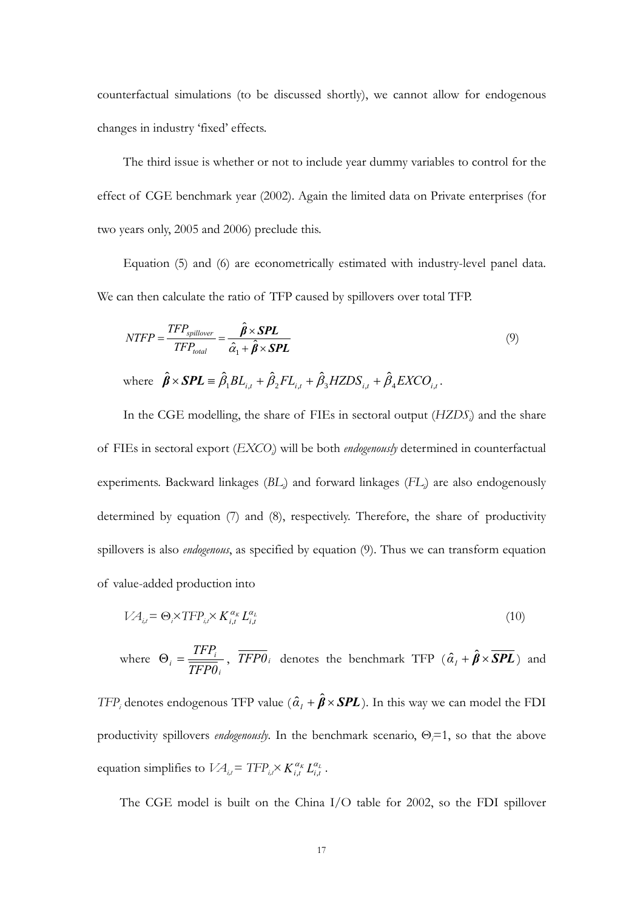counterfactual simulations (to be discussed shortly), we cannot allow for endogenous changes in industry 'fixed' effects.

The third issue is whether or not to include year dummy variables to control for the effect of CGE benchmark year (2002). Again the limited data on Private enterprises (for two years only, 2005 and 2006) preclude this.

Equation (5) and (6) are econometrically estimated with industry-level panel data. We can then calculate the ratio of TFP caused by spillovers over total TFP.

$$NTFP = \frac{TFP_{spillover}}{TFP_{total}} = \frac{\hat{\boldsymbol{\beta}} \times \boldsymbol{SPL}}{\hat{\alpha}_1 + \hat{\boldsymbol{\beta}} \times \boldsymbol{SPL}} \tag{9}$$

where $\hat{\boldsymbol{\beta}} \times \boldsymbol{SPL} \equiv \hat{\beta}_1 BL_{i,t} + \hat{\beta}_2 FL_{i,t} + \hat{\beta}_3 HZDS_{i,t} + \hat{\beta}_4 EXCO_{i,t}$.

In the CGE modelling, the share of FIEs in sectoral output ($HZDS_i$) and the share of FIEs in sectoral export ($EXCO_i$) will be both *endogenously* determined in counterfactual experiments. Backward linkages ($BL_i$) and forward linkages ($FL_i$) are also endogenously determined by equation (7) and (8), respectively. Therefore, the share of productivity spillovers is also *endogenous*, as specified by equation (9). Thus we can transform equation of value-added production into

$$VA_{i,t} = \Theta_i \times TFP_{i,t} \times K_{i,t}^{\alpha_K} L_{i,t}^{\alpha_L} \tag{10}$$

where $\Theta_i = \frac{TFP_i}{\overline{TFP0_i}}$, $\overline{TFP0_i}$ denotes the benchmark TFP ($\hat{\alpha}_1 + \hat{\boldsymbol{\beta}} \times \overline{\boldsymbol{SPL}}$) and $TFP_i$ denotes endogenous TFP value ($\hat{\alpha}_1 + \hat{\boldsymbol{\beta}} \times \boldsymbol{SPL}$). In this way we can model the FDI productivity spillovers *endogenously*. In the benchmark scenario, $\Theta_i$=1, so that the above equation simplifies to $VA_{i,t} = TFP_{i,t} \times K_{i,t}^{\alpha_K} L_{i,t}^{\alpha_L}$.

The CGE model is built on the China I/O table for 2002, so the FDI spillover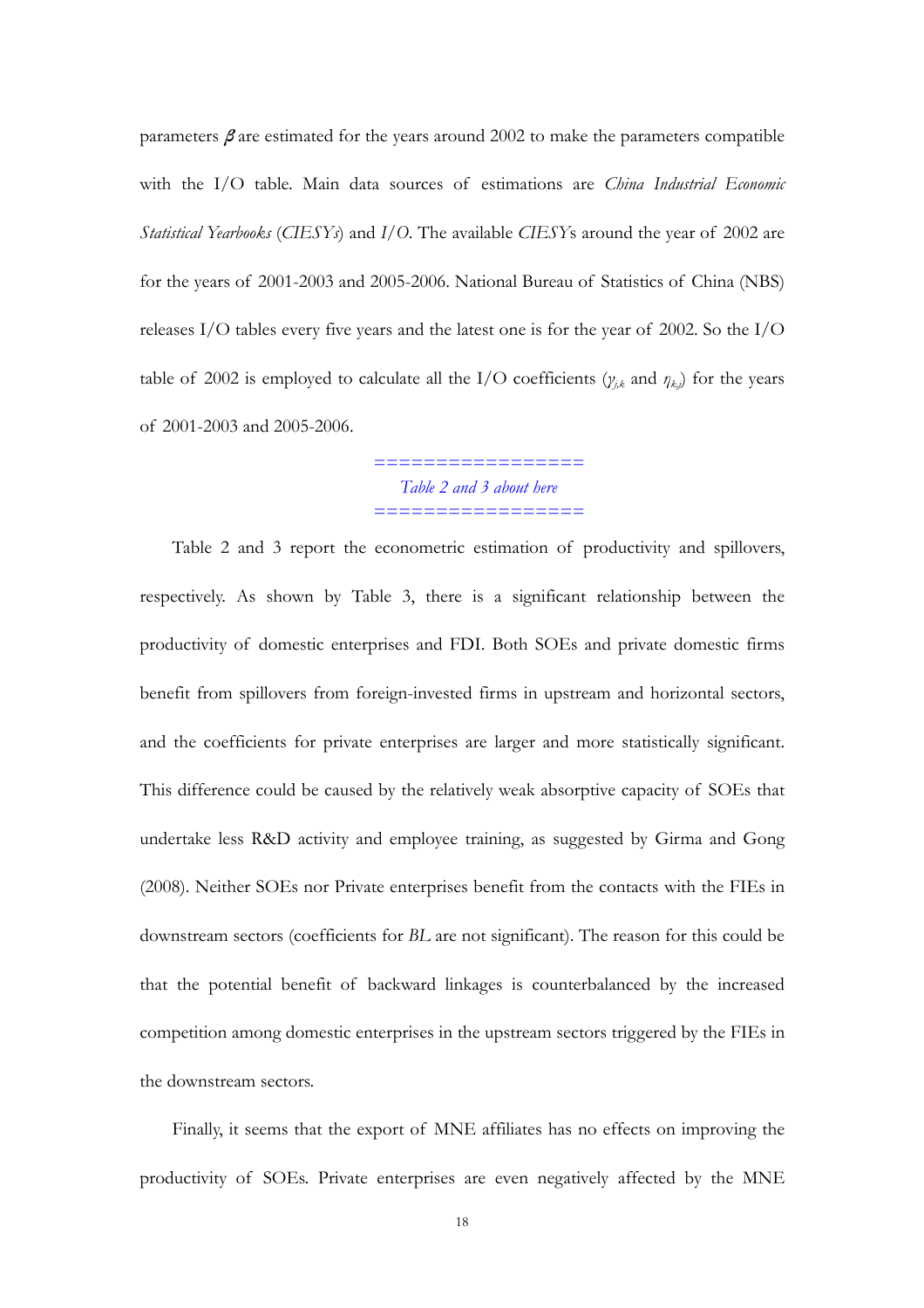parameters $\beta$ are estimated for the years around 2002 to make the parameters compatible with the I/O table. Main data sources of estimations are *China Industrial Economic Statistical Yearbooks* (*CIESYs*) and *I/O*. The available *CIESY*s around the year of 2002 are for the years of 2001-2003 and 2005-2006. National Bureau of Statistics of China (NBS) releases I/O tables every five years and the latest one is for the year of 2002. So the I/O table of 2002 is employed to calculate all the I/O coefficients ($\gamma_{j,k}$ and $\eta_{k,j}$) for the years of 2001-2003 and 2005-2006.

=================
*Table 2 and 3 about here*
=================

Table 2 and 3 report the econometric estimation of productivity and spillovers, respectively. As shown by Table 3, there is a significant relationship between the productivity of domestic enterprises and FDI. Both SOEs and private domestic firms benefit from spillovers from foreign-invested firms in upstream and horizontal sectors, and the coefficients for private enterprises are larger and more statistically significant. This difference could be caused by the relatively weak absorptive capacity of SOEs that undertake less R&D activity and employee training, as suggested by Girma and Gong (2008). Neither SOEs nor Private enterprises benefit from the contacts with the FIEs in downstream sectors (coefficients for *BL* are not significant). The reason for this could be that the potential benefit of backward linkages is counterbalanced by the increased competition among domestic enterprises in the upstream sectors triggered by the FIEs in the downstream sectors.

Finally, it seems that the export of MNE affiliates has no effects on improving the productivity of SOEs. Private enterprises are even negatively affected by the MNE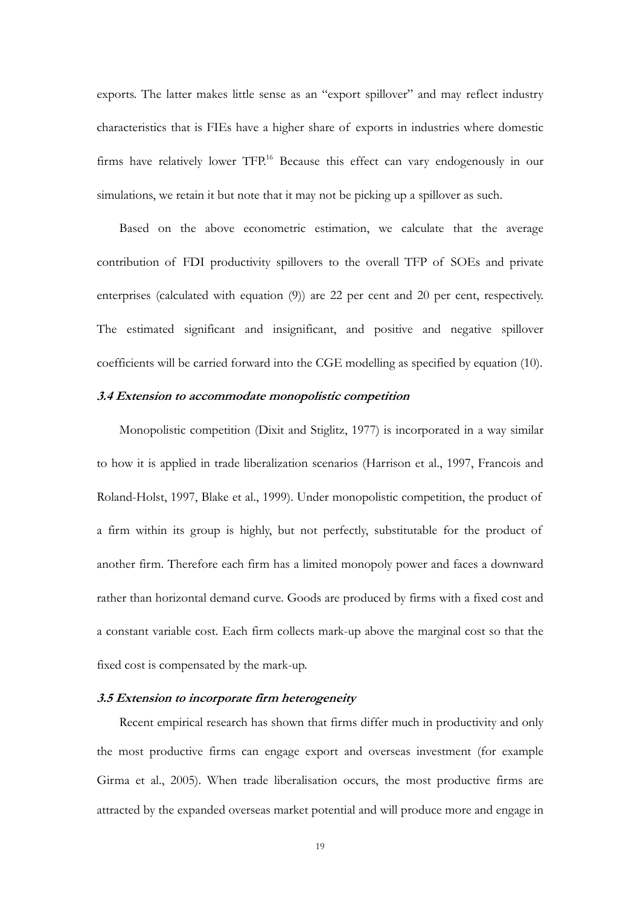exports. The latter makes little sense as an "export spillover" and may reflect industry characteristics that is FIEs have a higher share of exports in industries where domestic firms have relatively lower TFP.[16] Because this effect can vary endogenously in our simulations, we retain it but note that it may not be picking up a spillover as such.

Based on the above econometric estimation, we calculate that the average contribution of FDI productivity spillovers to the overall TFP of SOEs and private enterprises (calculated with equation (9)) are 22 per cent and 20 per cent, respectively. The estimated significant and insignificant, and positive and negative spillover coefficients will be carried forward into the CGE modelling as specified by equation (10).

### *3.4 Extension to accommodate monopolistic competition*

Monopolistic competition (Dixit and Stiglitz, 1977) is incorporated in a way similar to how it is applied in trade liberalization scenarios (Harrison et al., 1997, Francois and Roland-Holst, 1997, Blake et al., 1999). Under monopolistic competition, the product of a firm within its group is highly, but not perfectly, substitutable for the product of another firm. Therefore each firm has a limited monopoly power and faces a downward rather than horizontal demand curve. Goods are produced by firms with a fixed cost and a constant variable cost. Each firm collects mark-up above the marginal cost so that the fixed cost is compensated by the mark-up.

### *3.5 Extension to incorporate firm heterogeneity*

Recent empirical research has shown that firms differ much in productivity and only the most productive firms can engage export and overseas investment (for example Girma et al., 2005). When trade liberalisation occurs, the most productive firms are attracted by the expanded overseas market potential and will produce more and engage in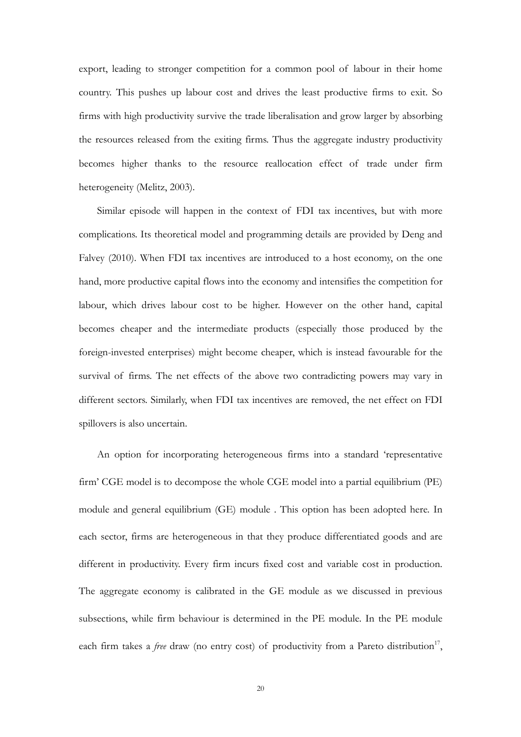export, leading to stronger competition for a common pool of labour in their home country. This pushes up labour cost and drives the least productive firms to exit. So firms with high productivity survive the trade liberalisation and grow larger by absorbing the resources released from the exiting firms. Thus the aggregate industry productivity becomes higher thanks to the resource reallocation effect of trade under firm heterogeneity (Melitz, 2003).

Similar episode will happen in the context of FDI tax incentives, but with more complications. Its theoretical model and programming details are provided by Deng and Falvey (2010). When FDI tax incentives are introduced to a host economy, on the one hand, more productive capital flows into the economy and intensifies the competition for labour, which drives labour cost to be higher. However on the other hand, capital becomes cheaper and the intermediate products (especially those produced by the foreign-invested enterprises) might become cheaper, which is instead favourable for the survival of firms. The net effects of the above two contradicting powers may vary in different sectors. Similarly, when FDI tax incentives are removed, the net effect on FDI spillovers is also uncertain.

An option for incorporating heterogeneous firms into a standard 'representative firm' CGE model is to decompose the whole CGE model into a partial equilibrium (PE) module and general equilibrium (GE) module . This option has been adopted here. In each sector, firms are heterogeneous in that they produce differentiated goods and are different in productivity. Every firm incurs fixed cost and variable cost in production. The aggregate economy is calibrated in the GE module as we discussed in previous subsections, while firm behaviour is determined in the PE module. In the PE module each firm takes a *free* draw (no entry cost) of productivity from a Pareto distribution[17],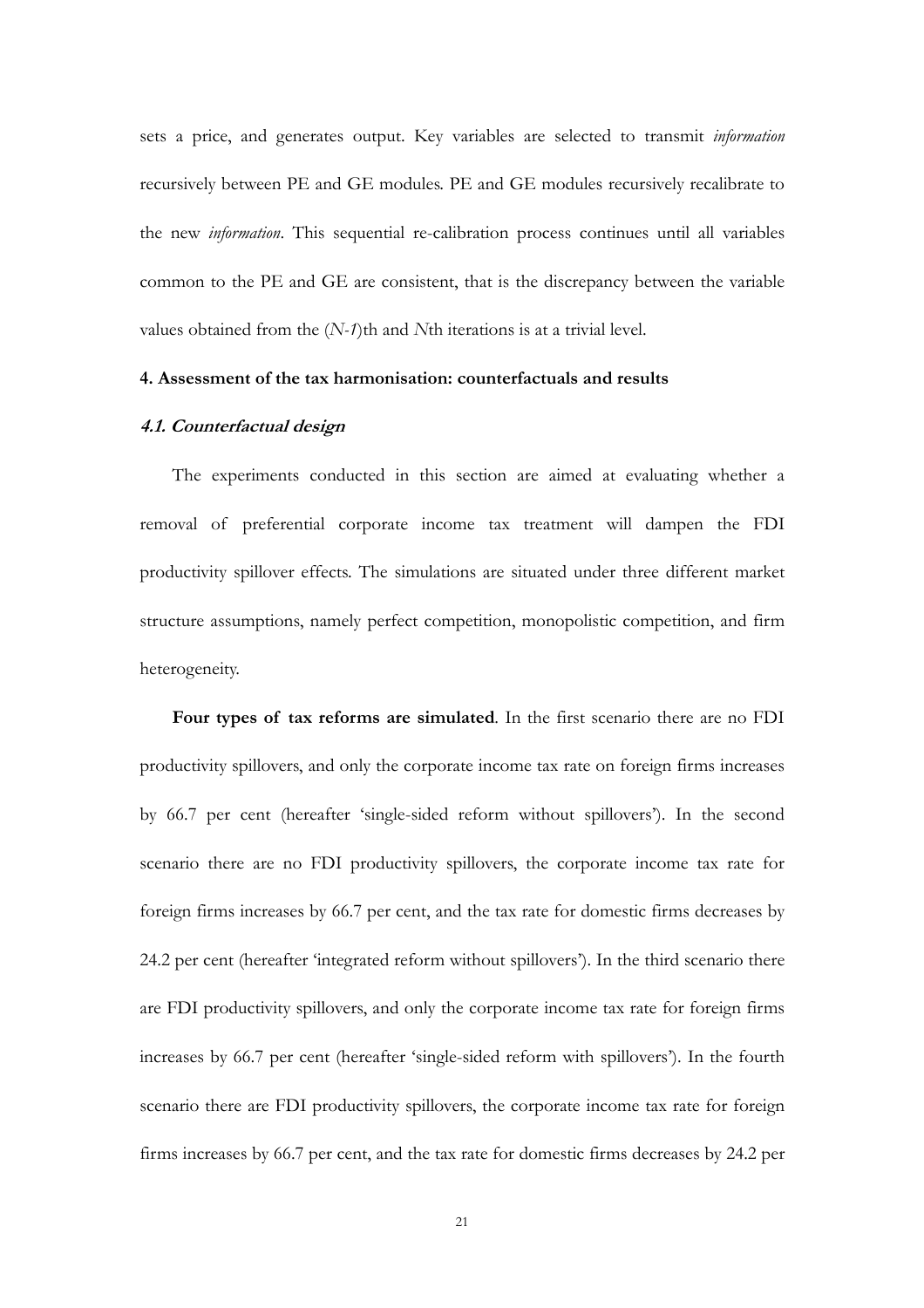sets a price, and generates output. Key variables are selected to transmit *information* recursively between PE and GE modules. PE and GE modules recursively recalibrate to the new *information*. This sequential re-calibration process continues until all variables common to the PE and GE are consistent, that is the discrepancy between the variable values obtained from the ($N$-$1$)th and $N$th iterations is at a trivial level.

## 4. Assessment of the tax harmonisation: counterfactuals and results

### *4.1. Counterfactual design*

The experiments conducted in this section are aimed at evaluating whether a removal of preferential corporate income tax treatment will dampen the FDI productivity spillover effects. The simulations are situated under three different market structure assumptions, namely perfect competition, monopolistic competition, and firm heterogeneity.

**Four types of tax reforms are simulated**. In the first scenario there are no FDI productivity spillovers, and only the corporate income tax rate on foreign firms increases by 66.7 per cent (hereafter 'single-sided reform without spillovers'). In the second scenario there are no FDI productivity spillovers, the corporate income tax rate for foreign firms increases by 66.7 per cent, and the tax rate for domestic firms decreases by 24.2 per cent (hereafter 'integrated reform without spillovers'). In the third scenario there are FDI productivity spillovers, and only the corporate income tax rate for foreign firms increases by 66.7 per cent (hereafter 'single-sided reform with spillovers'). In the fourth scenario there are FDI productivity spillovers, the corporate income tax rate for foreign firms increases by 66.7 per cent, and the tax rate for domestic firms decreases by 24.2 per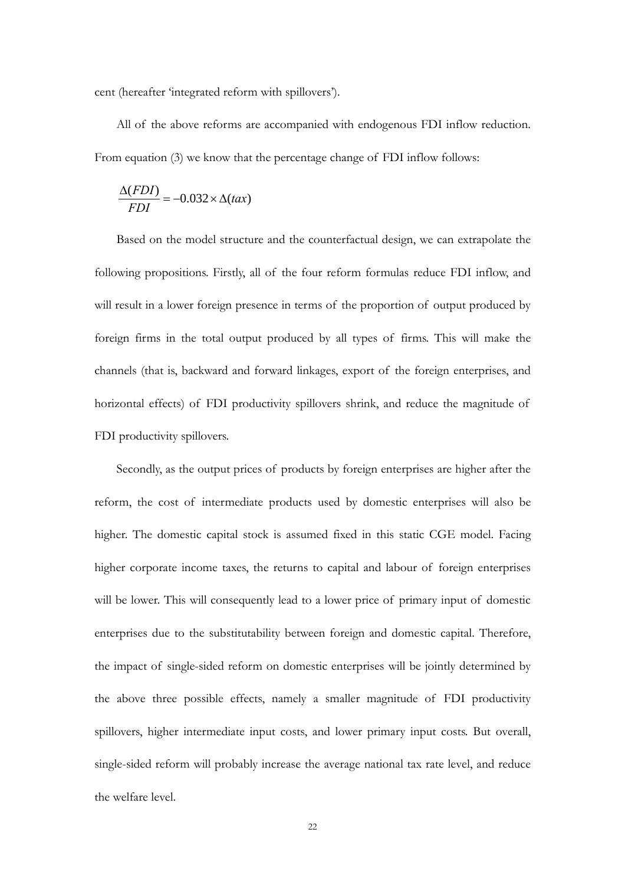cent (hereafter 'integrated reform with spillovers').

All of the above reforms are accompanied with endogenous FDI inflow reduction. From equation (3) we know that the percentage change of FDI inflow follows:

$$\frac{\Delta(FDI)}{FDI} = -0.032 \times \Delta(tax)$$

Based on the model structure and the counterfactual design, we can extrapolate the following propositions. Firstly, all of the four reform formulas reduce FDI inflow, and will result in a lower foreign presence in terms of the proportion of output produced by foreign firms in the total output produced by all types of firms. This will make the channels (that is, backward and forward linkages, export of the foreign enterprises, and horizontal effects) of FDI productivity spillovers shrink, and reduce the magnitude of FDI productivity spillovers.

Secondly, as the output prices of products by foreign enterprises are higher after the reform, the cost of intermediate products used by domestic enterprises will also be higher. The domestic capital stock is assumed fixed in this static CGE model. Facing higher corporate income taxes, the returns to capital and labour of foreign enterprises will be lower. This will consequently lead to a lower price of primary input of domestic enterprises due to the substitutability between foreign and domestic capital. Therefore, the impact of single-sided reform on domestic enterprises will be jointly determined by the above three possible effects, namely a smaller magnitude of FDI productivity spillovers, higher intermediate input costs, and lower primary input costs. But overall, single-sided reform will probably increase the average national tax rate level, and reduce the welfare level.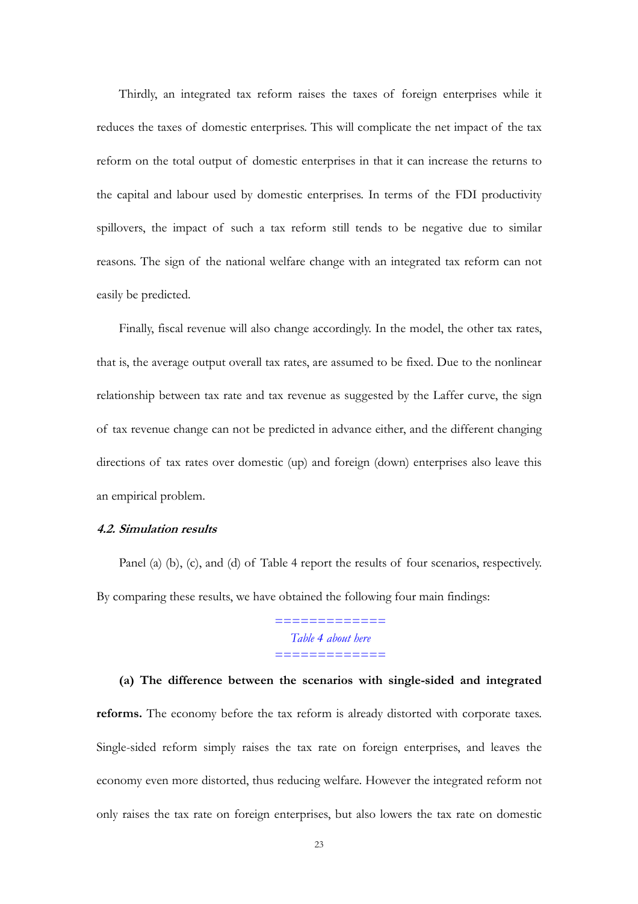Thirdly, an integrated tax reform raises the taxes of foreign enterprises while it reduces the taxes of domestic enterprises. This will complicate the net impact of the tax reform on the total output of domestic enterprises in that it can increase the returns to the capital and labour used by domestic enterprises. In terms of the FDI productivity spillovers, the impact of such a tax reform still tends to be negative due to similar reasons. The sign of the national welfare change with an integrated tax reform can not easily be predicted.

Finally, fiscal revenue will also change accordingly. In the model, the other tax rates, that is, the average output overall tax rates, are assumed to be fixed. Due to the nonlinear relationship between tax rate and tax revenue as suggested by the Laffer curve, the sign of tax revenue change can not be predicted in advance either, and the different changing directions of tax rates over domestic (up) and foreign (down) enterprises also leave this an empirical problem.

#### *4.2. Simulation results*

Panel (a) (b), (c), and (d) of Table 4 report the results of four scenarios, respectively. By comparing these results, we have obtained the following four main findings:

=============
*Table 4 about here*
=============

**(a) The difference between the scenarios with single-sided and integrated reforms.** The economy before the tax reform is already distorted with corporate taxes. Single-sided reform simply raises the tax rate on foreign enterprises, and leaves the economy even more distorted, thus reducing welfare. However the integrated reform not only raises the tax rate on foreign enterprises, but also lowers the tax rate on domestic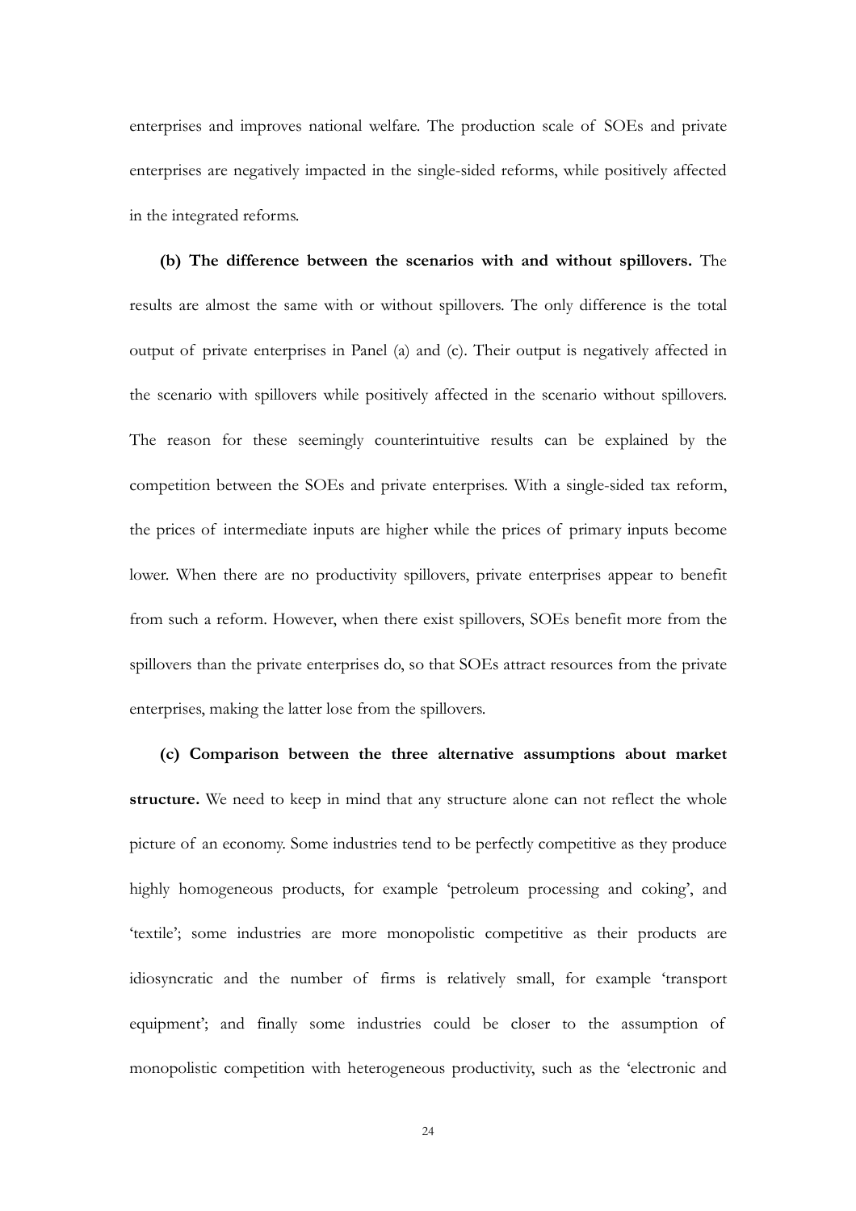enterprises and improves national welfare. The production scale of SOEs and private enterprises are negatively impacted in the single-sided reforms, while positively affected in the integrated reforms.

**(b) The difference between the scenarios with and without spillovers.** The results are almost the same with or without spillovers. The only difference is the total output of private enterprises in Panel (a) and (c). Their output is negatively affected in the scenario with spillovers while positively affected in the scenario without spillovers. The reason for these seemingly counterintuitive results can be explained by the competition between the SOEs and private enterprises. With a single-sided tax reform, the prices of intermediate inputs are higher while the prices of primary inputs become lower. When there are no productivity spillovers, private enterprises appear to benefit from such a reform. However, when there exist spillovers, SOEs benefit more from the spillovers than the private enterprises do, so that SOEs attract resources from the private enterprises, making the latter lose from the spillovers.

**(c) Comparison between the three alternative assumptions about market structure.** We need to keep in mind that any structure alone can not reflect the whole picture of an economy. Some industries tend to be perfectly competitive as they produce highly homogeneous products, for example 'petroleum processing and coking', and 'textile'; some industries are more monopolistic competitive as their products are idiosyncratic and the number of firms is relatively small, for example 'transport equipment'; and finally some industries could be closer to the assumption of monopolistic competition with heterogeneous productivity, such as the 'electronic and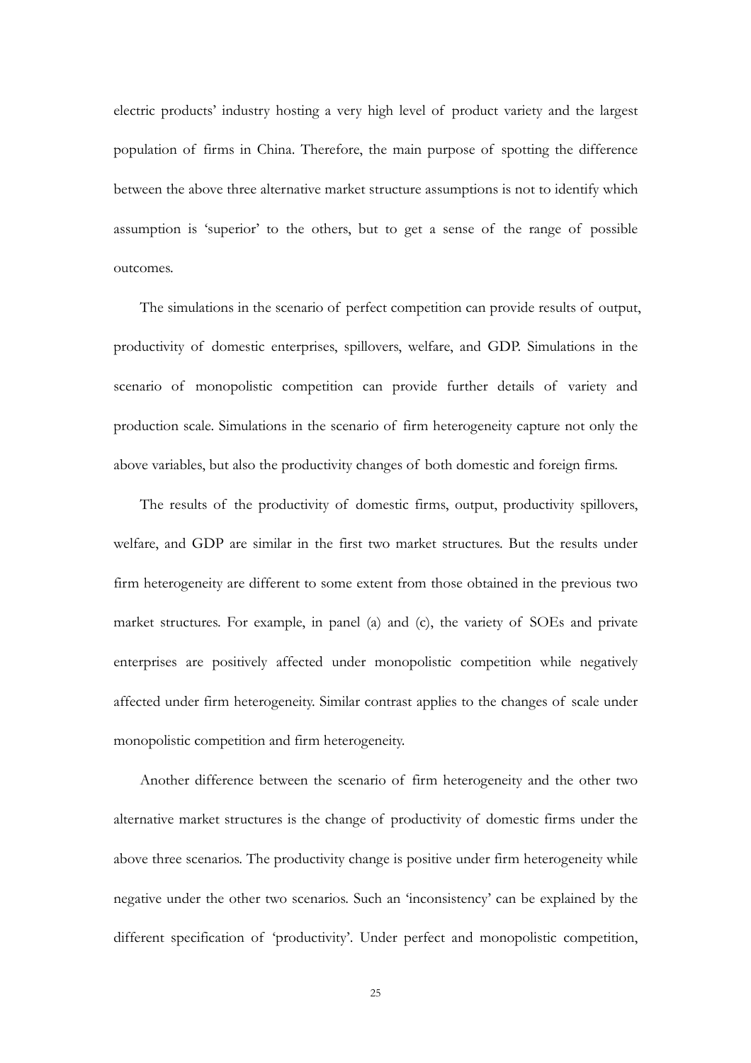electric products' industry hosting a very high level of product variety and the largest population of firms in China. Therefore, the main purpose of spotting the difference between the above three alternative market structure assumptions is not to identify which assumption is 'superior' to the others, but to get a sense of the range of possible outcomes.

The simulations in the scenario of perfect competition can provide results of output, productivity of domestic enterprises, spillovers, welfare, and GDP. Simulations in the scenario of monopolistic competition can provide further details of variety and production scale. Simulations in the scenario of firm heterogeneity capture not only the above variables, but also the productivity changes of both domestic and foreign firms.

The results of the productivity of domestic firms, output, productivity spillovers, welfare, and GDP are similar in the first two market structures. But the results under firm heterogeneity are different to some extent from those obtained in the previous two market structures. For example, in panel (a) and (c), the variety of SOEs and private enterprises are positively affected under monopolistic competition while negatively affected under firm heterogeneity. Similar contrast applies to the changes of scale under monopolistic competition and firm heterogeneity.

Another difference between the scenario of firm heterogeneity and the other two alternative market structures is the change of productivity of domestic firms under the above three scenarios. The productivity change is positive under firm heterogeneity while negative under the other two scenarios. Such an 'inconsistency' can be explained by the different specification of 'productivity'. Under perfect and monopolistic competition,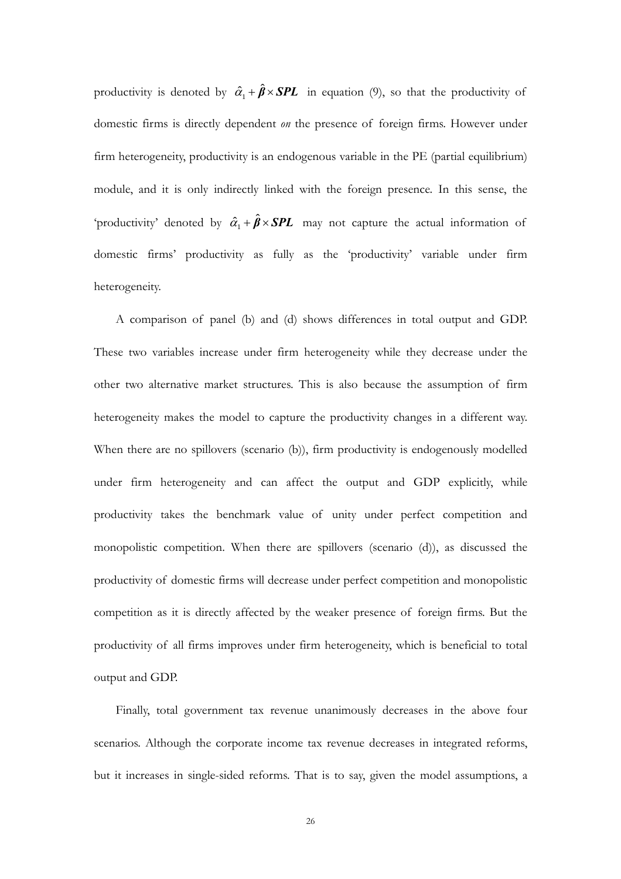productivity is denoted by $\hat{\alpha}_1 + \hat{\boldsymbol{\beta}} \times \boldsymbol{SPL}$ in equation (9), so that the productivity of domestic firms is directly dependent *on* the presence of foreign firms. However under firm heterogeneity, productivity is an endogenous variable in the PE (partial equilibrium) module, and it is only indirectly linked with the foreign presence. In this sense, the 'productivity' denoted by $\hat{\alpha}_1 + \hat{\boldsymbol{\beta}} \times \boldsymbol{SPL}$ may not capture the actual information of domestic firms' productivity as fully as the 'productivity' variable under firm heterogeneity.

A comparison of panel (b) and (d) shows differences in total output and GDP. These two variables increase under firm heterogeneity while they decrease under the other two alternative market structures. This is also because the assumption of firm heterogeneity makes the model to capture the productivity changes in a different way. When there are no spillovers (scenario (b)), firm productivity is endogenously modelled under firm heterogeneity and can affect the output and GDP explicitly, while productivity takes the benchmark value of unity under perfect competition and monopolistic competition. When there are spillovers (scenario (d)), as discussed the productivity of domestic firms will decrease under perfect competition and monopolistic competition as it is directly affected by the weaker presence of foreign firms. But the productivity of all firms improves under firm heterogeneity, which is beneficial to total output and GDP.

Finally, total government tax revenue unanimously decreases in the above four scenarios. Although the corporate income tax revenue decreases in integrated reforms, but it increases in single-sided reforms. That is to say, given the model assumptions, a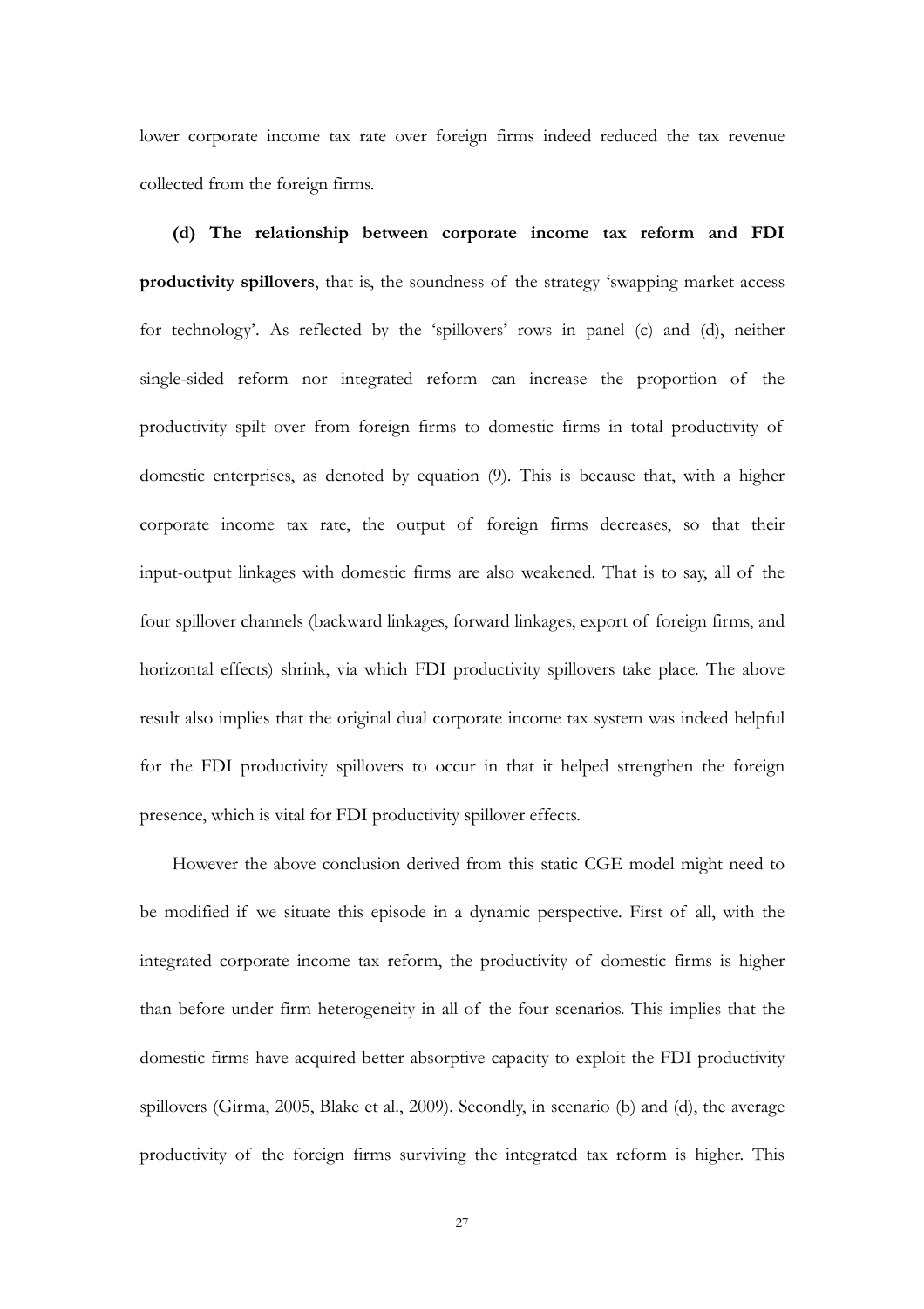lower corporate income tax rate over foreign firms indeed reduced the tax revenue collected from the foreign firms.

**(d) The relationship between corporate income tax reform and FDI productivity spillovers**, that is, the soundness of the strategy 'swapping market access for technology'. As reflected by the 'spillovers' rows in panel (c) and (d), neither single-sided reform nor integrated reform can increase the proportion of the productivity spilt over from foreign firms to domestic firms in total productivity of domestic enterprises, as denoted by equation (9). This is because that, with a higher corporate income tax rate, the output of foreign firms decreases, so that their input-output linkages with domestic firms are also weakened. That is to say, all of the four spillover channels (backward linkages, forward linkages, export of foreign firms, and horizontal effects) shrink, via which FDI productivity spillovers take place. The above result also implies that the original dual corporate income tax system was indeed helpful for the FDI productivity spillovers to occur in that it helped strengthen the foreign presence, which is vital for FDI productivity spillover effects.

However the above conclusion derived from this static CGE model might need to be modified if we situate this episode in a dynamic perspective. First of all, with the integrated corporate income tax reform, the productivity of domestic firms is higher than before under firm heterogeneity in all of the four scenarios. This implies that the domestic firms have acquired better absorptive capacity to exploit the FDI productivity spillovers (Girma, 2005, Blake et al., 2009). Secondly, in scenario (b) and (d), the average productivity of the foreign firms surviving the integrated tax reform is higher. This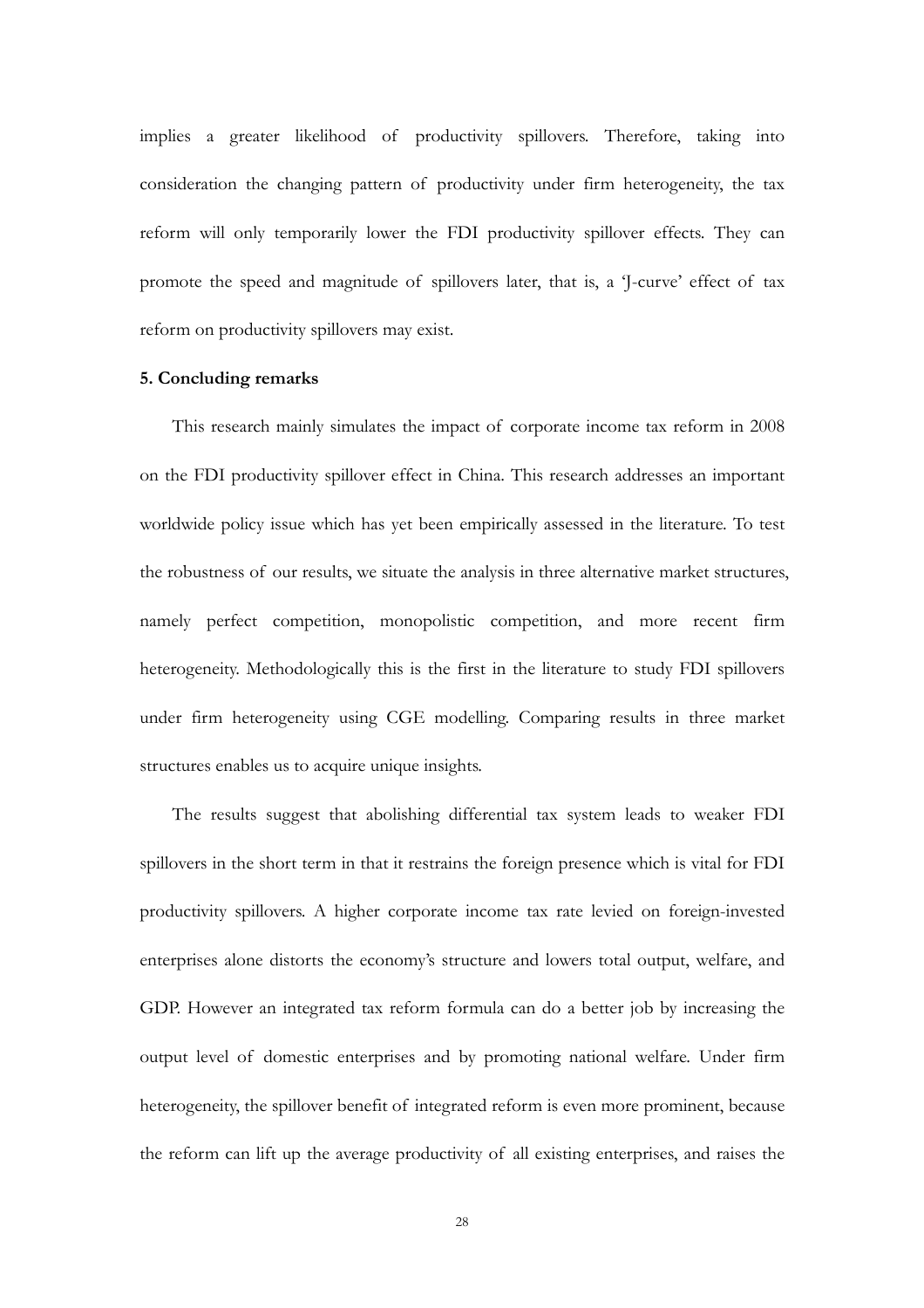implies a greater likelihood of productivity spillovers. Therefore, taking into consideration the changing pattern of productivity under firm heterogeneity, the tax reform will only temporarily lower the FDI productivity spillover effects. They can promote the speed and magnitude of spillovers later, that is, a 'J-curve' effect of tax reform on productivity spillovers may exist.

## 5. Concluding remarks

This research mainly simulates the impact of corporate income tax reform in 2008 on the FDI productivity spillover effect in China. This research addresses an important worldwide policy issue which has yet been empirically assessed in the literature. To test the robustness of our results, we situate the analysis in three alternative market structures, namely perfect competition, monopolistic competition, and more recent firm heterogeneity. Methodologically this is the first in the literature to study FDI spillovers under firm heterogeneity using CGE modelling. Comparing results in three market structures enables us to acquire unique insights.

The results suggest that abolishing differential tax system leads to weaker FDI spillovers in the short term in that it restrains the foreign presence which is vital for FDI productivity spillovers. A higher corporate income tax rate levied on foreign-invested enterprises alone distorts the economy's structure and lowers total output, welfare, and GDP. However an integrated tax reform formula can do a better job by increasing the output level of domestic enterprises and by promoting national welfare. Under firm heterogeneity, the spillover benefit of integrated reform is even more prominent, because the reform can lift up the average productivity of all existing enterprises, and raises the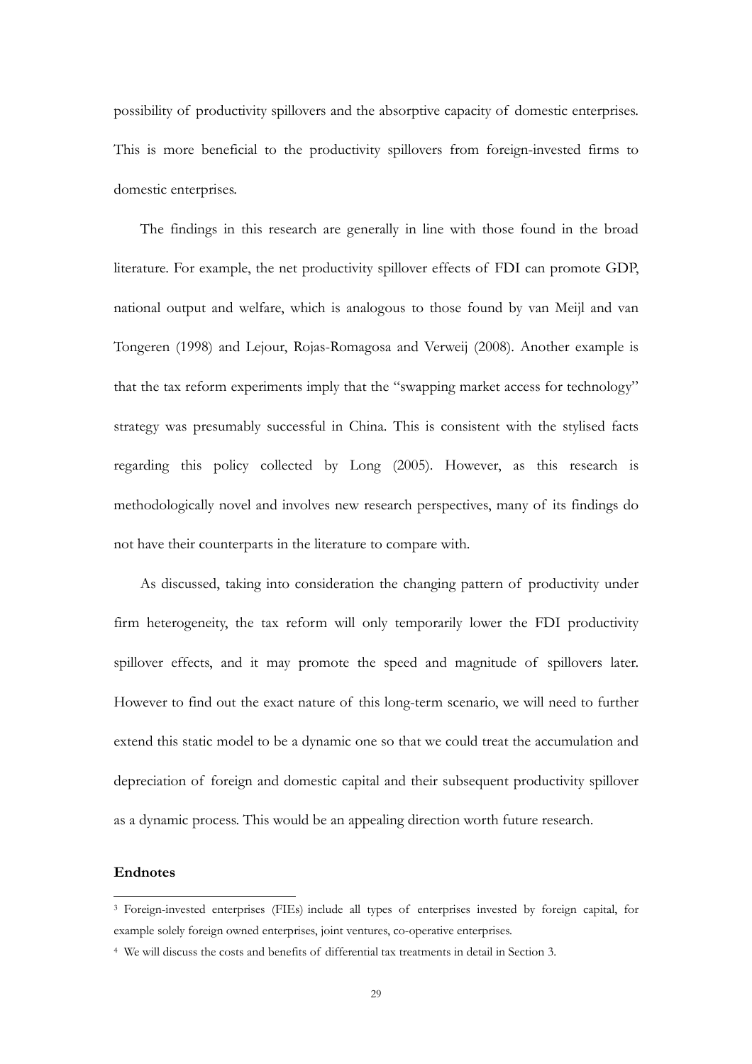possibility of productivity spillovers and the absorptive capacity of domestic enterprises. This is more beneficial to the productivity spillovers from foreign-invested firms to domestic enterprises.

The findings in this research are generally in line with those found in the broad literature. For example, the net productivity spillover effects of FDI can promote GDP, national output and welfare, which is analogous to those found by van Meijl and van Tongeren (1998) and Lejour, Rojas-Romagosa and Verweij (2008). Another example is that the tax reform experiments imply that the "swapping market access for technology" strategy was presumably successful in China. This is consistent with the stylised facts regarding this policy collected by Long (2005). However, as this research is methodologically novel and involves new research perspectives, many of its findings do not have their counterparts in the literature to compare with.

As discussed, taking into consideration the changing pattern of productivity under firm heterogeneity, the tax reform will only temporarily lower the FDI productivity spillover effects, and it may promote the speed and magnitude of spillovers later. However to find out the exact nature of this long-term scenario, we will need to further extend this static model to be a dynamic one so that we could treat the accumulation and depreciation of foreign and domestic capital and their subsequent productivity spillover as a dynamic process. This would be an appealing direction worth future research.

**Endnotes**

[3] Foreign-invested enterprises (FIEs) include all types of enterprises invested by foreign capital, for example solely foreign owned enterprises, joint ventures, co-operative enterprises.

[4] We will discuss the costs and benefits of differential tax treatments in detail in Section 3.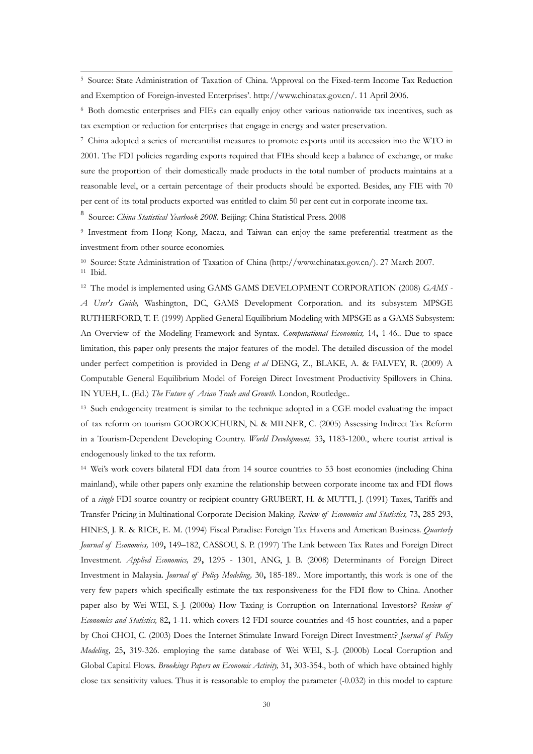[5] Source: State Administration of Taxation of China. 'Approval on the Fixed-term Income Tax Reduction and Exemption of Foreign-invested Enterprises'. http://www.chinatax.gov.cn/. 11 April 2006.

[6] Both domestic enterprises and FIEs can equally enjoy other various nationwide tax incentives, such as tax exemption or reduction for enterprises that engage in energy and water preservation.

[7] China adopted a series of mercantilist measures to promote exports until its accession into the WTO in 2001. The FDI policies regarding exports required that FIEs should keep a balance of exchange, or make sure the proportion of their domestically made products in the total number of products maintains at a reasonable level, or a certain percentage of their products should be exported. Besides, any FIE with 70 per cent of its total products exported was entitled to claim 50 per cent cut in corporate income tax.

[8] Source: *China Statistical Yearbook 2008*. Beijing: China Statistical Press. 2008

[9] Investment from Hong Kong, Macau, and Taiwan can enjoy the same preferential treatment as the investment from other source economies.

[10] Source: State Administration of Taxation of China (http://www.chinatax.gov.cn/). 27 March 2007.

[11] Ibid.

[12] The model is implemented using GAMS GAMS DEVELOPMENT CORPORATION (2008) *GAMS - A User's Guide,* Washington, DC, GAMS Development Corporation. and its subsystem MPSGE RUTHERFORD, T. F. (1999) Applied General Equilibrium Modeling with MPSGE as a GAMS Subsystem: An Overview of the Modeling Framework and Syntax. *Computational Economics,* 14**,** 1-46.. Due to space limitation, this paper only presents the major features of the model. The detailed discussion of the model under perfect competition is provided in Deng *et al* DENG, Z., BLAKE, A. & FALVEY, R. (2009) A Computable General Equilibrium Model of Foreign Direct Investment Productivity Spillovers in China. IN YUEH, L. (Ed.) *The Future of Asian Trade and Growth.* London, Routledge..

[13] Such endogeneity treatment is similar to the technique adopted in a CGE model evaluating the impact of tax reform on tourism GOOROOCHURN, N. & MILNER, C. (2005) Assessing Indirect Tax Reform in a Tourism-Dependent Developing Country. *World Development,* 33**,** 1183-1200., where tourist arrival is endogenously linked to the tax reform.

[14] Wei's work covers bilateral FDI data from 14 source countries to 53 host economies (including China mainland), while other papers only examine the relationship between corporate income tax and FDI flows of a *single* FDI source country or recipient country GRUBERT, H. & MUTTI, J. (1991) Taxes, Tariffs and Transfer Pricing in Multinational Corporate Decision Making. *Review of Economics and Statistics,* 73**,** 285-293, HINES, J. R. & RICE, E. M. (1994) Fiscal Paradise: Foreign Tax Havens and American Business. *Quarterly Journal of Economics,* 109**,** 149–182, CASSOU, S. P. (1997) The Link between Tax Rates and Foreign Direct Investment. *Applied Economics,* 29**,** 1295 - 1301, ANG, J. B. (2008) Determinants of Foreign Direct Investment in Malaysia. *Journal of Policy Modeling,* 30**,** 185-189.. More importantly, this work is one of the very few papers which specifically estimate the tax responsiveness for the FDI flow to China. Another paper also by Wei WEI, S.-J. (2000a) How Taxing is Corruption on International Investors? *Review of Economics and Statistics,* 82**,** 1-11. which covers 12 FDI source countries and 45 host countries, and a paper by Choi CHOI, C. (2003) Does the Internet Stimulate Inward Foreign Direct Investment? *Journal of Policy Modeling,* 25**,** 319-326. employing the same database of Wei WEI, S.-J. (2000b) Local Corruption and Global Capital Flows. *Brookings Papers on Economic Activity,* 31**,** 303-354., both of which have obtained highly close tax sensitivity values. Thus it is reasonable to employ the parameter (-0.032) in this model to capture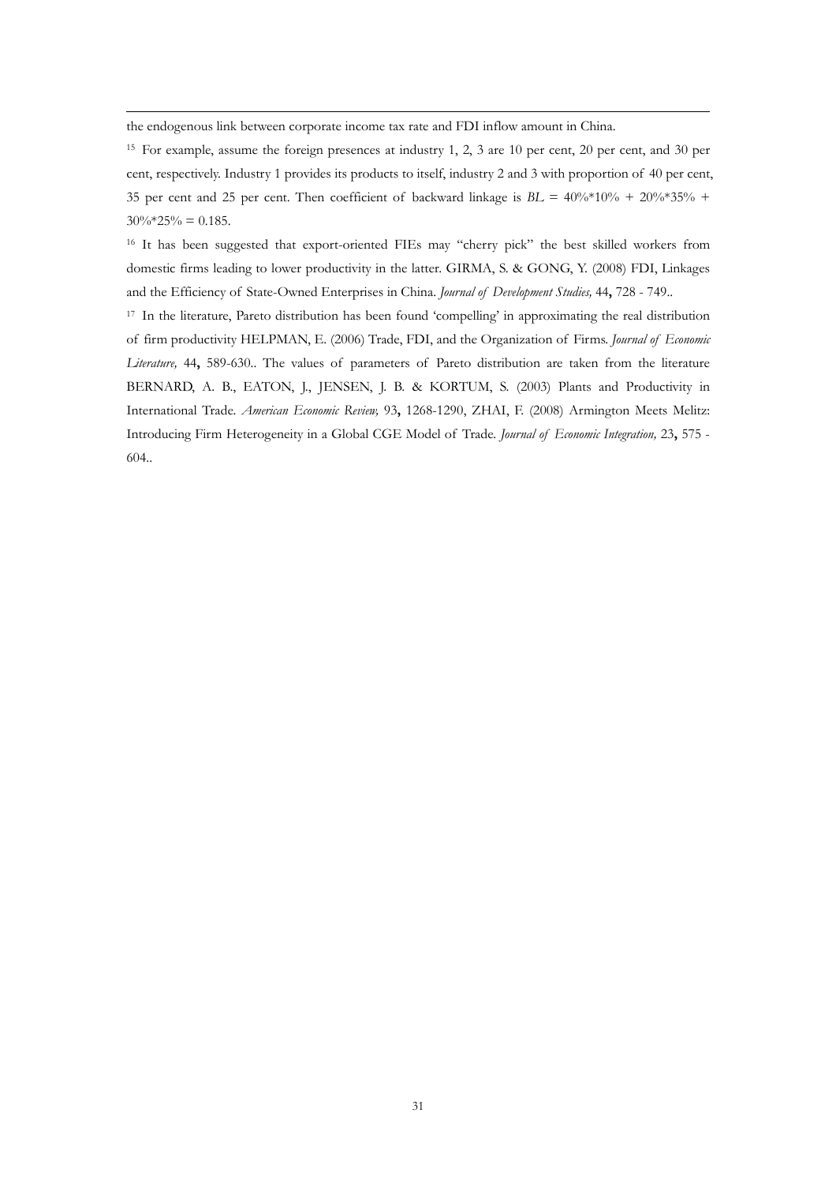the endogenous link between corporate income tax rate and FDI inflow amount in China.

[15] For example, assume the foreign presences at industry 1, 2, 3 are 10 per cent, 20 per cent, and 30 per cent, respectively. Industry 1 provides its products to itself, industry 2 and 3 with proportion of 40 per cent, 35 per cent and 25 per cent. Then coefficient of backward linkage is $BL$ = 40%*10% + 20%*35% + 30%*25% = 0.185.

[16] It has been suggested that export-oriented FIEs may "cherry pick" the best skilled workers from domestic firms leading to lower productivity in the latter. GIRMA, S. & GONG, Y. (2008) FDI, Linkages and the Efficiency of State-Owned Enterprises in China. *Journal of Development Studies,* 44**,** 728 - 749..

[17] In the literature, Pareto distribution has been found 'compelling' in approximating the real distribution of firm productivity HELPMAN, E. (2006) Trade, FDI, and the Organization of Firms. *Journal of Economic Literature,* 44**,** 589-630.. The values of parameters of Pareto distribution are taken from the literature BERNARD, A. B., EATON, J., JENSEN, J. B. & KORTUM, S. (2003) Plants and Productivity in International Trade. *American Economic Review,* 93**,** 1268-1290, ZHAI, F. (2008) Armington Meets Melitz: Introducing Firm Heterogeneity in a Global CGE Model of Trade. *Journal of Economic Integration,* 23**,** 575 - 604..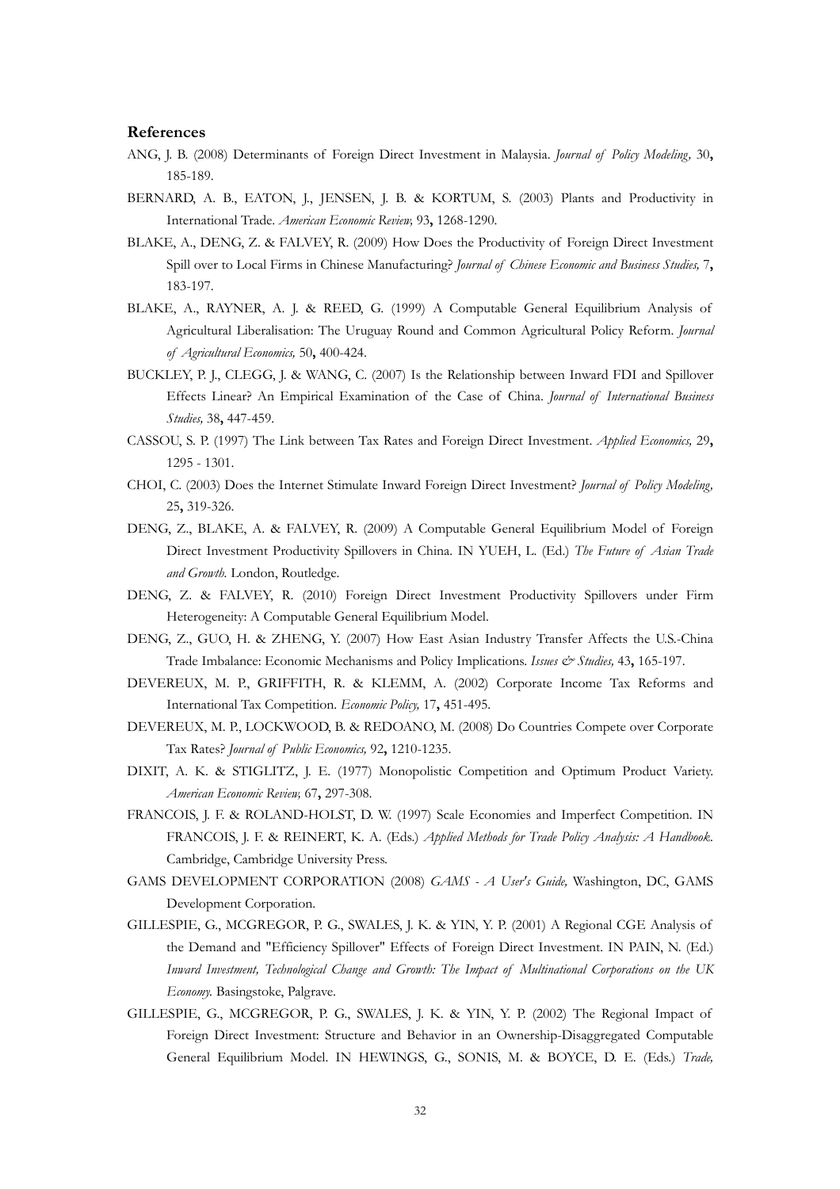## References

ANG, J. B. (2008) Determinants of Foreign Direct Investment in Malaysia. *Journal of Policy Modeling,* 30**,** 185-189.

BERNARD, A. B., EATON, J., JENSEN, J. B. & KORTUM, S. (2003) Plants and Productivity in International Trade. *American Economic Review,* 93**,** 1268-1290.

BLAKE, A., DENG, Z. & FALVEY, R. (2009) How Does the Productivity of Foreign Direct Investment Spill over to Local Firms in Chinese Manufacturing? *Journal of Chinese Economic and Business Studies,* 7**,** 183-197.

BLAKE, A., RAYNER, A. J. & REED, G. (1999) A Computable General Equilibrium Analysis of Agricultural Liberalisation: The Uruguay Round and Common Agricultural Policy Reform. *Journal of Agricultural Economics,* 50**,** 400-424.

BUCKLEY, P. J., CLEGG, J. & WANG, C. (2007) Is the Relationship between Inward FDI and Spillover Effects Linear? An Empirical Examination of the Case of China. *Journal of International Business Studies,* 38**,** 447-459.

CASSOU, S. P. (1997) The Link between Tax Rates and Foreign Direct Investment. *Applied Economics,* 29**,** 1295 - 1301.

CHOI, C. (2003) Does the Internet Stimulate Inward Foreign Direct Investment? *Journal of Policy Modeling,* 25**,** 319-326.

DENG, Z., BLAKE, A. & FALVEY, R. (2009) A Computable General Equilibrium Model of Foreign Direct Investment Productivity Spillovers in China. IN YUEH, L. (Ed.) *The Future of Asian Trade and Growth.* London, Routledge.

DENG, Z. & FALVEY, R. (2010) Foreign Direct Investment Productivity Spillovers under Firm Heterogeneity: A Computable General Equilibrium Model.

DENG, Z., GUO, H. & ZHENG, Y. (2007) How East Asian Industry Transfer Affects the U.S.-China Trade Imbalance: Economic Mechanisms and Policy Implications. *Issues & Studies,* 43**,** 165-197.

DEVEREUX, M. P., GRIFFITH, R. & KLEMM, A. (2002) Corporate Income Tax Reforms and International Tax Competition. *Economic Policy,* 17**,** 451-495.

DEVEREUX, M. P., LOCKWOOD, B. & REDOANO, M. (2008) Do Countries Compete over Corporate Tax Rates? *Journal of Public Economics,* 92**,** 1210-1235.

DIXIT, A. K. & STIGLITZ, J. E. (1977) Monopolistic Competition and Optimum Product Variety. *American Economic Review,* 67**,** 297-308.

FRANCOIS, J. F. & ROLAND-HOLST, D. W. (1997) Scale Economies and Imperfect Competition. IN FRANCOIS, J. F. & REINERT, K. A. (Eds.) *Applied Methods for Trade Policy Analysis: A Handbook.* Cambridge, Cambridge University Press.

GAMS DEVELOPMENT CORPORATION (2008) *GAMS - A User's Guide,* Washington, DC, GAMS Development Corporation.

GILLESPIE, G., MCGREGOR, P. G., SWALES, J. K. & YIN, Y. P. (2001) A Regional CGE Analysis of the Demand and "Efficiency Spillover" Effects of Foreign Direct Investment. IN PAIN, N. (Ed.) *Inward Investment, Technological Change and Growth: The Impact of Multinational Corporations on the UK Economy.* Basingstoke, Palgrave.

GILLESPIE, G., MCGREGOR, P. G., SWALES, J. K. & YIN, Y. P. (2002) The Regional Impact of Foreign Direct Investment: Structure and Behavior in an Ownership-Disaggregated Computable General Equilibrium Model. IN HEWINGS, G., SONIS, M. & BOYCE, D. E. (Eds.) *Trade,*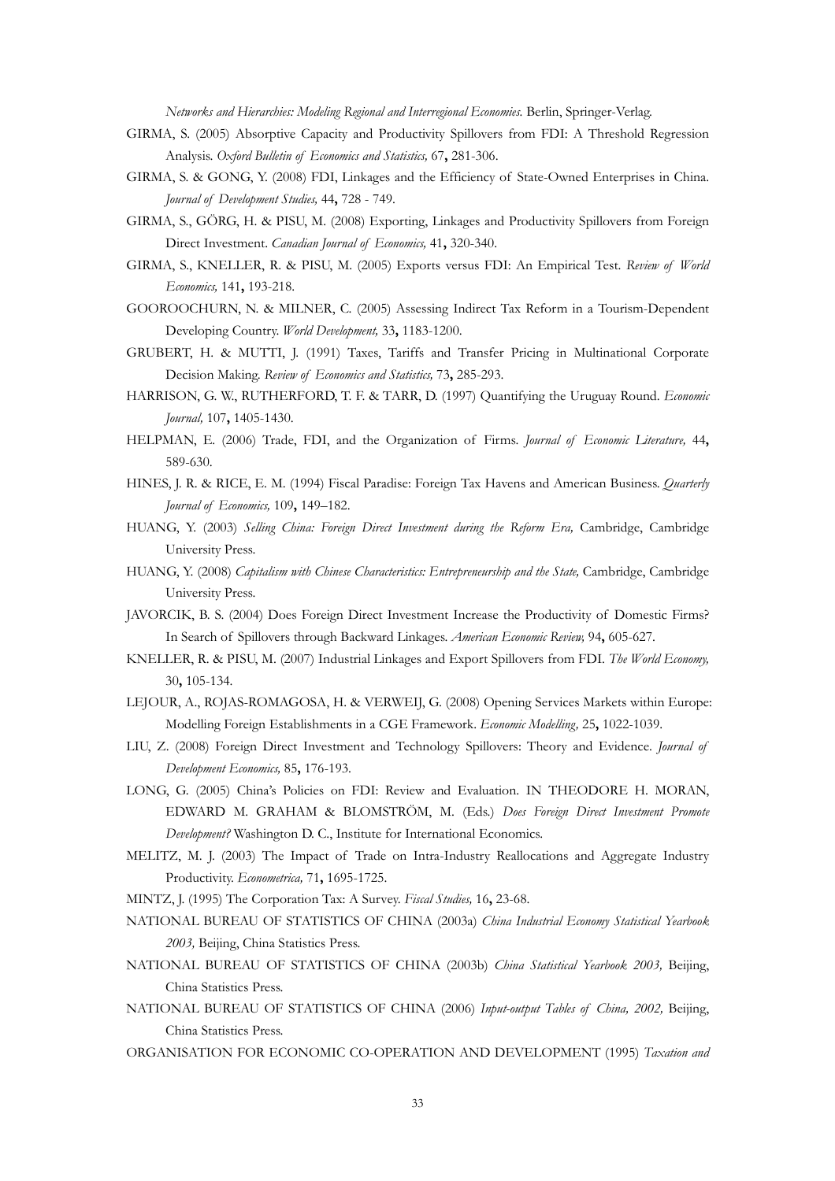*Networks and Hierarchies: Modeling Regional and Interregional Economies.* Berlin, Springer-Verlag.

GIRMA, S. (2005) Absorptive Capacity and Productivity Spillovers from FDI: A Threshold Regression Analysis. *Oxford Bulletin of Economics and Statistics,* 67**,** 281-306.

GIRMA, S. & GONG, Y. (2008) FDI, Linkages and the Efficiency of State-Owned Enterprises in China. *Journal of Development Studies,* 44**,** 728 - 749.

GIRMA, S., GÖRG, H. & PISU, M. (2008) Exporting, Linkages and Productivity Spillovers from Foreign Direct Investment. *Canadian Journal of Economics,* 41**,** 320-340.

GIRMA, S., KNELLER, R. & PISU, M. (2005) Exports versus FDI: An Empirical Test. *Review of World Economics,* 141**,** 193-218.

GOOROOCHURN, N. & MILNER, C. (2005) Assessing Indirect Tax Reform in a Tourism-Dependent Developing Country. *World Development,* 33**,** 1183-1200.

GRUBERT, H. & MUTTI, J. (1991) Taxes, Tariffs and Transfer Pricing in Multinational Corporate Decision Making. *Review of Economics and Statistics,* 73**,** 285-293.

HARRISON, G. W., RUTHERFORD, T. F. & TARR, D. (1997) Quantifying the Uruguay Round. *Economic Journal,* 107**,** 1405-1430.

HELPMAN, E. (2006) Trade, FDI, and the Organization of Firms. *Journal of Economic Literature,* 44**,** 589-630.

HINES, J. R. & RICE, E. M. (1994) Fiscal Paradise: Foreign Tax Havens and American Business. *Quarterly Journal of Economics,* 109**,** 149–182.

HUANG, Y. (2003) *Selling China: Foreign Direct Investment during the Reform Era,* Cambridge, Cambridge University Press.

HUANG, Y. (2008) *Capitalism with Chinese Characteristics: Entrepreneurship and the State,* Cambridge, Cambridge University Press.

JAVORCIK, B. S. (2004) Does Foreign Direct Investment Increase the Productivity of Domestic Firms? In Search of Spillovers through Backward Linkages. *American Economic Review,* 94**,** 605-627.

KNELLER, R. & PISU, M. (2007) Industrial Linkages and Export Spillovers from FDI. *The World Economy,* 30**,** 105-134.

LEJOUR, A., ROJAS-ROMAGOSA, H. & VERWEIJ, G. (2008) Opening Services Markets within Europe: Modelling Foreign Establishments in a CGE Framework. *Economic Modelling,* 25**,** 1022-1039.

LIU, Z. (2008) Foreign Direct Investment and Technology Spillovers: Theory and Evidence. *Journal of Development Economics,* 85**,** 176-193.

LONG, G. (2005) China's Policies on FDI: Review and Evaluation. IN THEODORE H. MORAN, EDWARD M. GRAHAM & BLOMSTRÖM, M. (Eds.) *Does Foreign Direct Investment Promote Development?* Washington D. C., Institute for International Economics.

MELITZ, M. J. (2003) The Impact of Trade on Intra-Industry Reallocations and Aggregate Industry Productivity. *Econometrica,* 71**,** 1695-1725.

MINTZ, J. (1995) The Corporation Tax: A Survey. *Fiscal Studies,* 16**,** 23-68.

NATIONAL BUREAU OF STATISTICS OF CHINA (2003a) *China Industrial Economy Statistical Yearbook 2003,* Beijing, China Statistics Press.

NATIONAL BUREAU OF STATISTICS OF CHINA (2003b) *China Statistical Yearbook 2003,* Beijing, China Statistics Press.

NATIONAL BUREAU OF STATISTICS OF CHINA (2006) *Input-output Tables of China, 2002,* Beijing, China Statistics Press.

ORGANISATION FOR ECONOMIC CO-OPERATION AND DEVELOPMENT (1995) *Taxation and*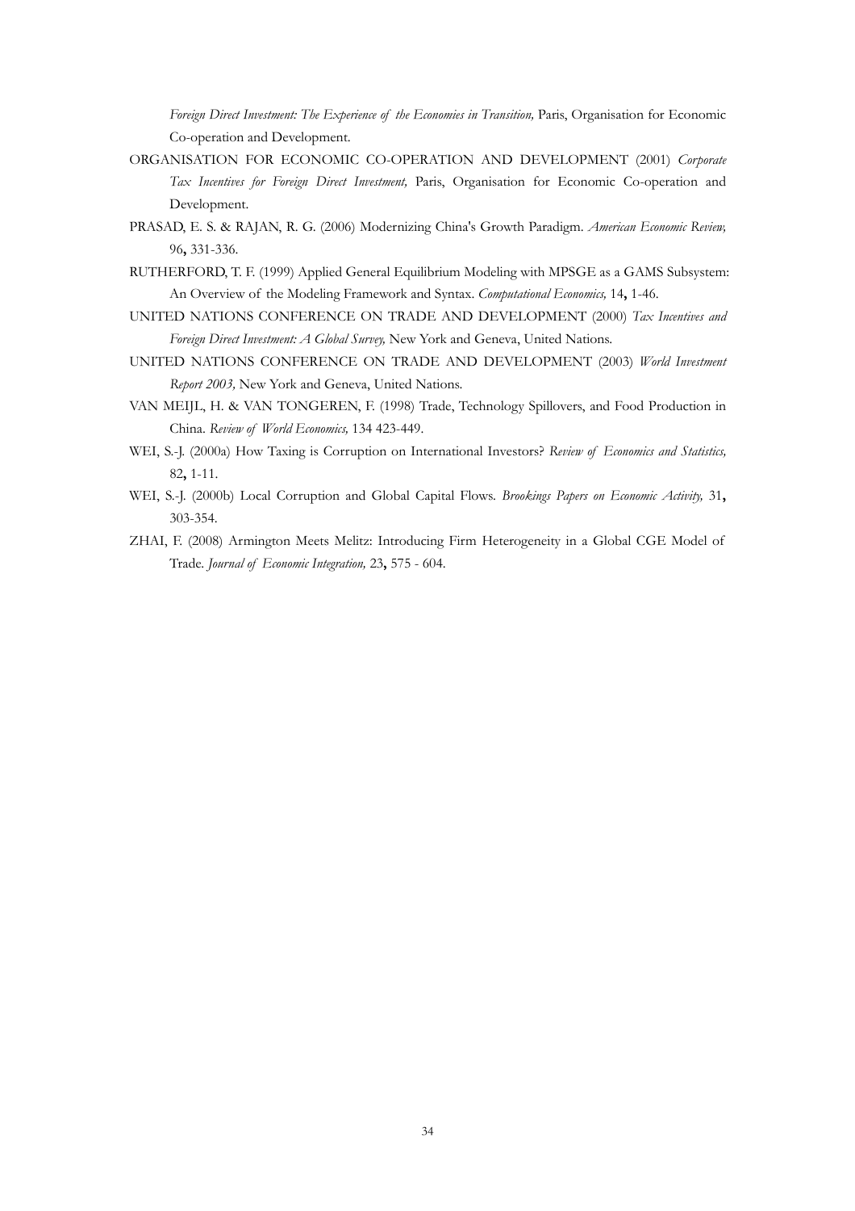*Foreign Direct Investment: The Experience of the Economies in Transition,* Paris, Organisation for Economic Co-operation and Development.

ORGANISATION FOR ECONOMIC CO-OPERATION AND DEVELOPMENT (2001) *Corporate Tax Incentives for Foreign Direct Investment,* Paris, Organisation for Economic Co-operation and Development.

PRASAD, E. S. & RAJAN, R. G. (2006) Modernizing China's Growth Paradigm. *American Economic Review,* 96**,** 331-336.

RUTHERFORD, T. F. (1999) Applied General Equilibrium Modeling with MPSGE as a GAMS Subsystem: An Overview of the Modeling Framework and Syntax. *Computational Economics,* 14**,** 1-46.

UNITED NATIONS CONFERENCE ON TRADE AND DEVELOPMENT (2000) *Tax Incentives and Foreign Direct Investment: A Global Survey,* New York and Geneva, United Nations.

UNITED NATIONS CONFERENCE ON TRADE AND DEVELOPMENT (2003) *World Investment Report 2003,* New York and Geneva, United Nations.

VAN MEIJL, H. & VAN TONGEREN, F. (1998) Trade, Technology Spillovers, and Food Production in China. *Review of World Economics,* 134 423-449.

WEI, S.-J. (2000a) How Taxing is Corruption on International Investors? *Review of Economics and Statistics,* 82**,** 1-11.

WEI, S.-J. (2000b) Local Corruption and Global Capital Flows. *Brookings Papers on Economic Activity,* 31**,** 303-354.

ZHAI, F. (2008) Armington Meets Melitz: Introducing Firm Heterogeneity in a Global CGE Model of Trade. *Journal of Economic Integration,* 23**,** 575 - 604.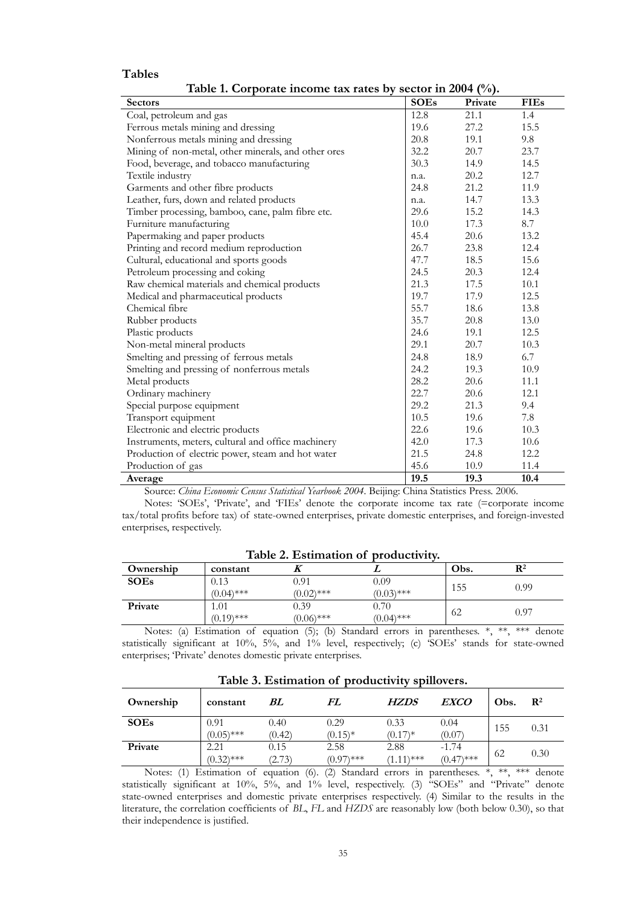## Tables

**Table 1. Corporate income tax rates by sector in 2004 (%).**

| Sectors | SOEs | Private | FIEs |
|---|---|---|---|
| Coal, petroleum and gas | 12.8 | 21.1 | 1.4 |
| Ferrous metals mining and dressing | 19.6 | 27.2 | 15.5 |
| Nonferrous metals mining and dressing | 20.8 | 19.1 | 9.8 |
| Mining of non-metal, other minerals, and other ores | 32.2 | 20.7 | 23.7 |
| Food, beverage, and tobacco manufacturing | 30.3 | 14.9 | 14.5 |
| Textile industry | n.a. | 20.2 | 12.7 |
| Garments and other fibre products | 24.8 | 21.2 | 11.9 |
| Leather, furs, down and related products | n.a. | 14.7 | 13.3 |
| Timber processing, bamboo, cane, palm fibre etc. | 29.6 | 15.2 | 14.3 |
| Furniture manufacturing | 10.0 | 17.3 | 8.7 |
| Papermaking and paper products | 45.4 | 20.6 | 13.2 |
| Printing and record medium reproduction | 26.7 | 23.8 | 12.4 |
| Cultural, educational and sports goods | 47.7 | 18.5 | 15.6 |
| Petroleum processing and coking | 24.5 | 20.3 | 12.4 |
| Raw chemical materials and chemical products | 21.3 | 17.5 | 10.1 |
| Medical and pharmaceutical products | 19.7 | 17.9 | 12.5 |
| Chemical fibre | 55.7 | 18.6 | 13.8 |
| Rubber products | 35.7 | 20.8 | 13.0 |
| Plastic products | 24.6 | 19.1 | 12.5 |
| Non-metal mineral products | 29.1 | 20.7 | 10.3 |
| Smelting and pressing of ferrous metals | 24.8 | 18.9 | 6.7 |
| Smelting and pressing of nonferrous metals | 24.2 | 19.3 | 10.9 |
| Metal products | 28.2 | 20.6 | 11.1 |
| Ordinary machinery | 22.7 | 20.6 | 12.1 |
| Special purpose equipment | 29.2 | 21.3 | 9.4 |
| Transport equipment | 10.5 | 19.6 | 7.8 |
| Electronic and electric products | 22.6 | 19.6 | 10.3 |
| Instruments, meters, cultural and office machinery | 42.0 | 17.3 | 10.6 |
| Production of electric power, steam and hot water | 21.5 | 24.8 | 12.2 |
| Production of gas | 45.6 | 10.9 | 11.4 |
| **Average** | **19.5** | **19.3** | **10.4** |

Source: *China Economic Census Statistical Yearbook 2004*. Beijing: China Statistics Press. 2006.

Notes: 'SOEs', 'Private', and 'FIEs' denote the corporate income tax rate (=corporate income tax/total profits before tax) of state-owned enterprises, private domestic enterprises, and foreign-invested enterprises, respectively.

**Table 2. Estimation of productivity.**

| Ownership | constant | *K* | *L* | Obs. | $R^2$ |
|---|---|---|---|---|---|
| **SOEs** | 0.13<br>(0.04)*** | 0.91<br>(0.02)*** | 0.09<br>(0.03)*** | 155 | 0.99 |
| **Private** | 1.01<br>(0.19)*** | 0.39<br>(0.06)*** | 0.70<br>(0.04)*** | 62 | 0.97 |

Notes: (a) Estimation of equation (5); (b) Standard errors in parentheses. *, **, *** denote statistically significant at 10%, 5%, and 1% level, respectively; (c) 'SOEs' stands for state-owned enterprises; 'Private' denotes domestic private enterprises.

**Table 3. Estimation of productivity spillovers.**

| Ownership | constant | *BL* | *FL* | *HZDS* | *EXCO* | Obs. | $R^2$ |
|---|---|---|---|---|---|---|---|
| **SOEs** | 0.91<br>(0.05)*** | 0.40<br>(0.42) | 0.29<br>(0.15)* | 0.33<br>(0.17)* | 0.04<br>(0.07) | 155 | 0.31 |
| **Private** | 2.21<br>(0.32)*** | 0.15<br>(2.73) | 2.58<br>(0.97)*** | 2.88<br>(1.11)*** | -1.74<br>(0.47)*** | 62 | 0.30 |

Notes: (1) Estimation of equation (6). (2) Standard errors in parentheses. *, **, *** denote statistically significant at 10%, 5%, and 1% level, respectively. (3) "SOEs" and "Private" denote state-owned enterprises and domestic private enterprises respectively. (4) Similar to the results in the literature, the correlation coefficients of *BL*, *FL* and *HZDS* are reasonably low (both below 0.30), so that their independence is justified.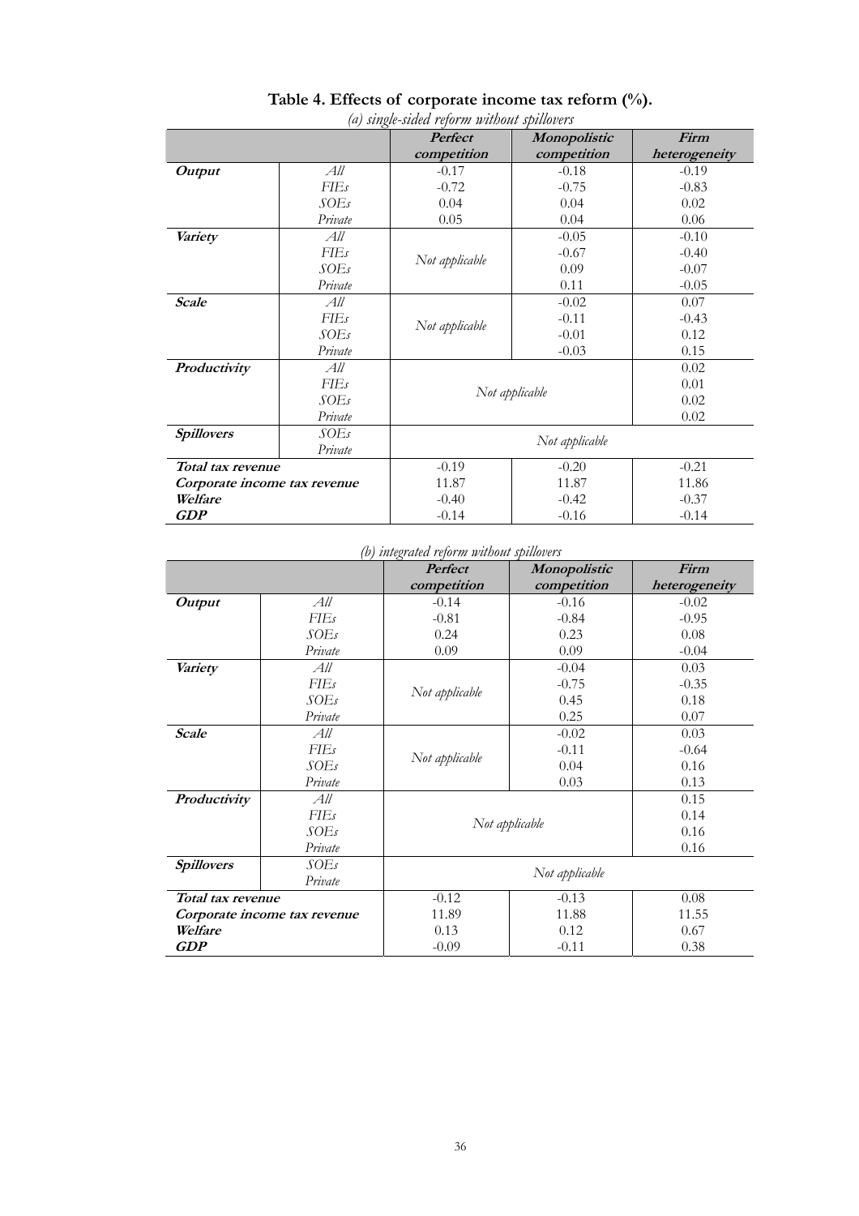**Table 4. Effects of corporate income tax reform (%).**

*(a) single-sided reform without spillovers*

| | | ***Perfect competition*** | ***Monopolistic competition*** | ***Firm heterogeneity*** |
|---|---|---|---|---|
| ***Output*** | *All* | -0.17 | -0.18 | -0.19 |
| | *FIEs* | -0.72 | -0.75 | -0.83 |
| | *SOEs* | 0.04 | 0.04 | 0.02 |
| | *Private* | 0.05 | 0.04 | 0.06 |
| ***Variety*** | *All* | *Not applicable* | -0.05 | -0.10 |
| | *FIEs* | | -0.67 | -0.40 |
| | *SOEs* | | 0.09 | -0.07 |
| | *Private* | | 0.11 | -0.05 |
| ***Scale*** | *All* | *Not applicable* | -0.02 | 0.07 |
| | *FIEs* | | -0.11 | -0.43 |
| | *SOEs* | | -0.01 | 0.12 |
| | *Private* | | -0.03 | 0.15 |
| ***Productivity*** | *All* | *Not applicable* | | 0.02 |
| | *FIEs* | | | 0.01 |
| | *SOEs* | | | 0.02 |
| | *Private* | | | 0.02 |
| ***Spillovers*** | *SOEs* | *Not applicable* | | |
| | *Private* | | | |
| ***Total tax revenue*** | | -0.19 | -0.20 | -0.21 |
| ***Corporate income tax revenue*** | | 11.87 | 11.87 | 11.86 |
| ***Welfare*** | | -0.40 | -0.42 | -0.37 |
| ***GDP*** | | -0.14 | -0.16 | -0.14 |

*(b) integrated reform without spillovers*

| | | ***Perfect competition*** | ***Monopolistic competition*** | ***Firm heterogeneity*** |
|---|---|---|---|---|
| ***Output*** | *All* | -0.14 | -0.16 | -0.02 |
| | *FIEs* | -0.81 | -0.84 | -0.95 |
| | *SOEs* | 0.24 | 0.23 | 0.08 |
| | *Private* | 0.09 | 0.09 | -0.04 |
| ***Variety*** | *All* | *Not applicable* | -0.04 | 0.03 |
| | *FIEs* | | -0.75 | -0.35 |
| | *SOEs* | | 0.45 | 0.18 |
| | *Private* | | 0.25 | 0.07 |
| ***Scale*** | *All* | *Not applicable* | -0.02 | 0.03 |
| | *FIEs* | | -0.11 | -0.64 |
| | *SOEs* | | 0.04 | 0.16 |
| | *Private* | | 0.03 | 0.13 |
| ***Productivity*** | *All* | *Not applicable* | | 0.15 |
| | *FIEs* | | | 0.14 |
| | *SOEs* | | | 0.16 |
| | *Private* | | | 0.16 |
| ***Spillovers*** | *SOEs* | *Not applicable* | | |
| | *Private* | | | |
| ***Total tax revenue*** | | -0.12 | -0.13 | 0.08 |
| ***Corporate income tax revenue*** | | 11.89 | 11.88 | 11.55 |
| ***Welfare*** | | 0.13 | 0.12 | 0.67 |
| ***GDP*** | | -0.09 | -0.11 | 0.38 |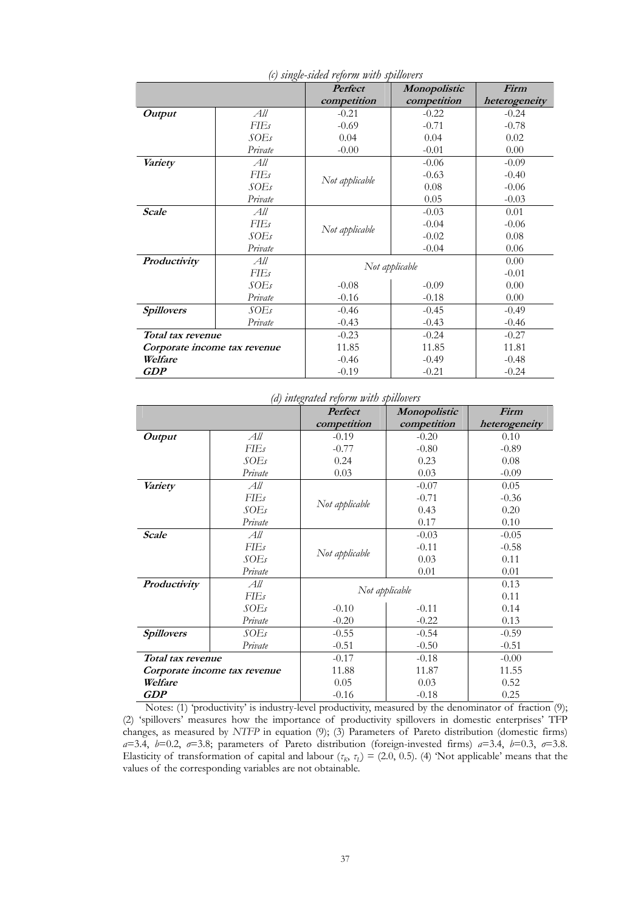*(c) single-sided reform with spillovers*

| | | Perfect competition | Monopolistic competition | Firm heterogeneity |
|---|---|---|---|---|
| **Output** | *All* | -0.21 | -0.22 | -0.24 |
| | *FIEs* | -0.69 | -0.71 | -0.78 |
| | *SOEs* | 0.04 | 0.04 | 0.02 |
| | *Private* | -0.00 | -0.01 | 0.00 |
| **Variety** | *All* | *Not applicable* | -0.06 | -0.09 |
| | *FIEs* | | -0.63 | -0.40 |
| | *SOEs* | | 0.08 | -0.06 |
| | *Private* | | 0.05 | -0.03 |
| **Scale** | *All* | *Not applicable* | -0.03 | 0.01 |
| | *FIEs* | | -0.04 | -0.06 |
| | *SOEs* | | -0.02 | 0.08 |
| | *Private* | | -0.04 | 0.06 |
| **Productivity** | *All* | *Not applicable* | | 0.00 |
| | *FIEs* | | | -0.01 |
| | *SOEs* | -0.08 | -0.09 | 0.00 |
| | *Private* | -0.16 | -0.18 | 0.00 |
| **Spillovers** | *SOEs* | -0.46 | -0.45 | -0.49 |
| | *Private* | -0.43 | -0.43 | -0.46 |
| **Total tax revenue** | | -0.23 | -0.24 | -0.27 |
| **Corporate income tax revenue** | | 11.85 | 11.85 | 11.81 |
| **Welfare** | | -0.46 | -0.49 | -0.48 |
| **GDP** | | -0.19 | -0.21 | -0.24 |

*(d) integrated reform with spillovers*

| | | Perfect competition | Monopolistic competition | Firm heterogeneity |
|---|---|---|---|---|
| **Output** | *All* | -0.19 | -0.20 | 0.10 |
| | *FIEs* | -0.77 | -0.80 | -0.89 |
| | *SOEs* | 0.24 | 0.23 | 0.08 |
| | *Private* | 0.03 | 0.03 | -0.09 |
| **Variety** | *All* | *Not applicable* | -0.07 | 0.05 |
| | *FIEs* | | -0.71 | -0.36 |
| | *SOEs* | | 0.43 | 0.20 |
| | *Private* | | 0.17 | 0.10 |
| **Scale** | *All* | *Not applicable* | -0.03 | -0.05 |
| | *FIEs* | | -0.11 | -0.58 |
| | *SOEs* | | 0.03 | 0.11 |
| | *Private* | | 0.01 | 0.01 |
| **Productivity** | *All* | *Not applicable* | | 0.13 |
| | *FIEs* | | | 0.11 |
| | *SOEs* | -0.10 | -0.11 | 0.14 |
| | *Private* | -0.20 | -0.22 | 0.13 |
| **Spillovers** | *SOEs* | -0.55 | -0.54 | -0.59 |
| | *Private* | -0.51 | -0.50 | -0.51 |
| **Total tax revenue** | | -0.17 | -0.18 | -0.00 |
| **Corporate income tax revenue** | | 11.88 | 11.87 | 11.55 |
| **Welfare** | | 0.05 | 0.03 | 0.52 |
| **GDP** | | -0.16 | -0.18 | 0.25 |

Notes: (1) 'productivity' is industry-level productivity, measured by the denominator of fraction (9); (2) 'spillovers' measures how the importance of productivity spillovers in domestic enterprises' TFP changes, as measured by *NTFP* in equation (9); (3) Parameters of Pareto distribution (domestic firms) $a$=3.4, $b$=0.2, $\sigma$=3.8; parameters of Pareto distribution (foreign-invested firms) $a$=3.4, $b$=0.3, $\sigma$=3.8. Elasticity of transformation of capital and labour ($\tau_K$, $\tau_L$) = (2.0, 0.5). (4) 'Not applicable' means that the values of the corresponding variables are not obtainable.